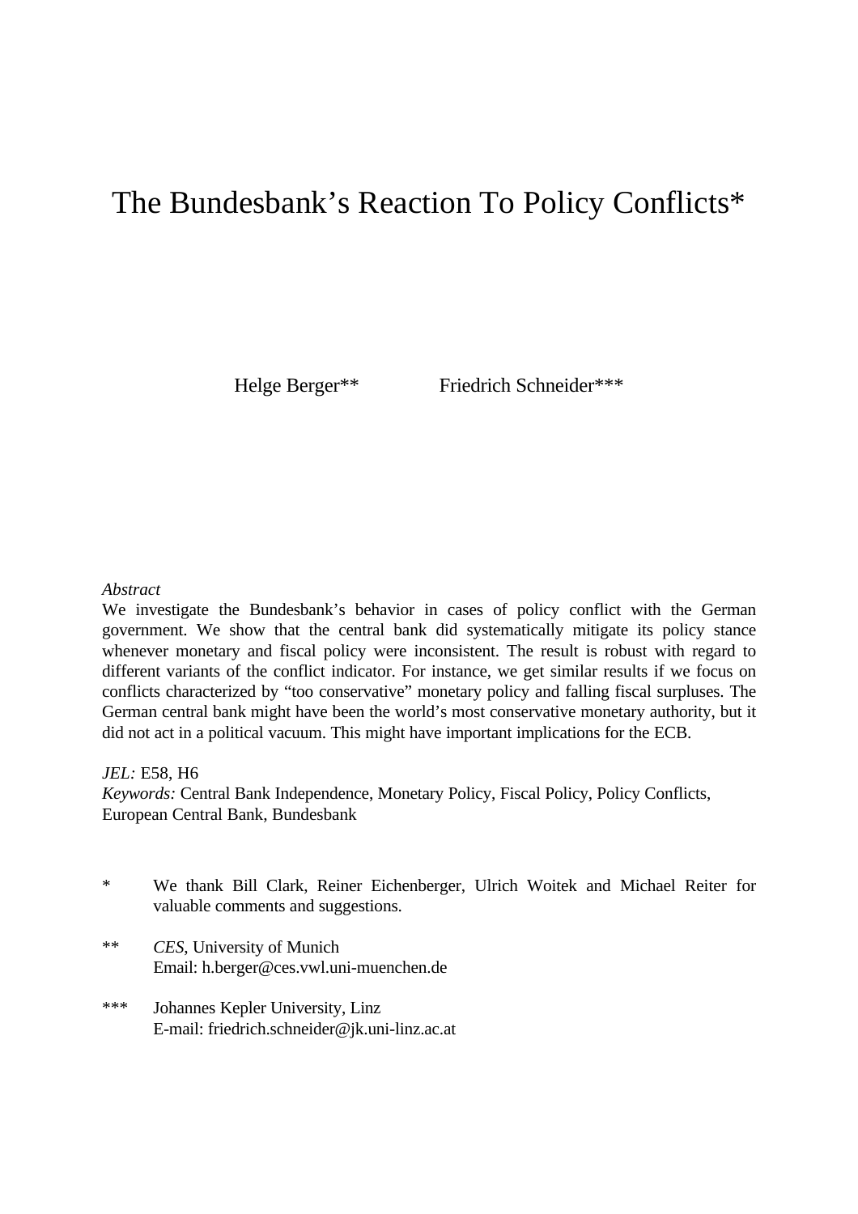# The Bundesbank's Reaction To Policy Conflicts*

Helge Berger** Friedrich Schneider***

*Abstract*

We investigate the Bundesbank's behavior in cases of policy conflict with the German government. We show that the central bank did systematically mitigate its policy stance whenever monetary and fiscal policy were inconsistent. The result is robust with regard to different variants of the conflict indicator. For instance, we get similar results if we focus on conflicts characterized by "too conservative" monetary policy and falling fiscal surpluses. The German central bank might have been the world's most conservative monetary authority, but it did not act in a political vacuum. This might have important implications for the ECB.

*JEL:* E58, H6

*Keywords:* Central Bank Independence, Monetary Policy, Fiscal Policy, Policy Conflicts, European Central Bank, Bundesbank

\* We thank Bill Clark, Reiner Eichenberger, Ulrich Woitek and Michael Reiter for valuable comments and suggestions.

\*\* *CES*, University of Munich
Email: h.berger@ces.vwl.uni-muenchen.de

\*\*\* Johannes Kepler University, Linz
E-mail: friedrich.schneider@jk.uni-linz.ac.at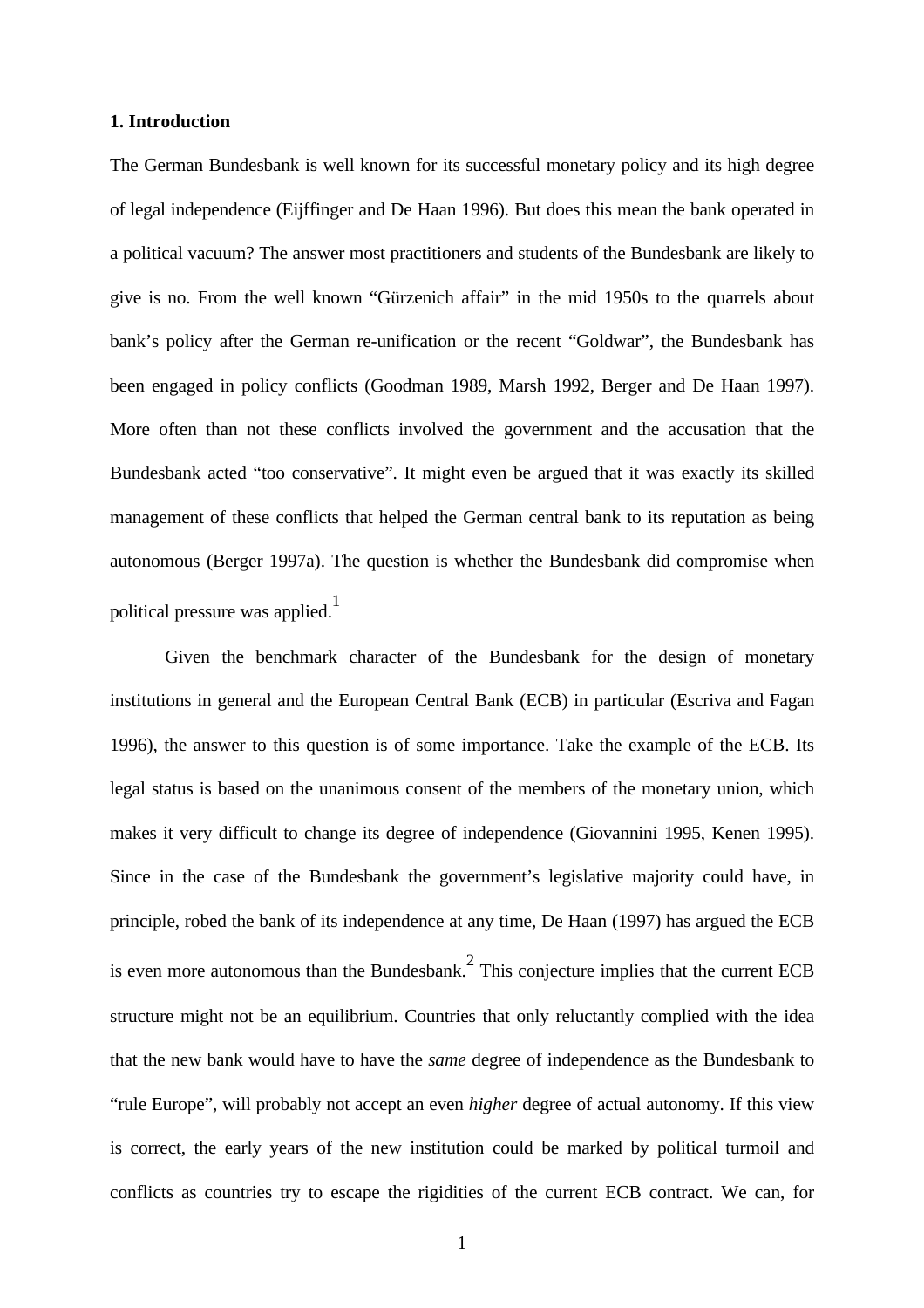## 1. Introduction

The German Bundesbank is well known for its successful monetary policy and its high degree of legal independence (Eijffinger and De Haan 1996). But does this mean the bank operated in a political vacuum? The answer most practitioners and students of the Bundesbank are likely to give is no. From the well known "Gürzenich affair" in the mid 1950s to the quarrels about bank's policy after the German re-unification or the recent "Goldwar", the Bundesbank has been engaged in policy conflicts (Goodman 1989, Marsh 1992, Berger and De Haan 1997). More often than not these conflicts involved the government and the accusation that the Bundesbank acted "too conservative". It might even be argued that it was exactly its skilled management of these conflicts that helped the German central bank to its reputation as being autonomous (Berger 1997a). The question is whether the Bundesbank did compromise when political pressure was applied.[1]

Given the benchmark character of the Bundesbank for the design of monetary institutions in general and the European Central Bank (ECB) in particular (Escriva and Fagan 1996), the answer to this question is of some importance. Take the example of the ECB. Its legal status is based on the unanimous consent of the members of the monetary union, which makes it very difficult to change its degree of independence (Giovannini 1995, Kenen 1995). Since in the case of the Bundesbank the government's legislative majority could have, in principle, robed the bank of its independence at any time, De Haan (1997) has argued the ECB is even more autonomous than the Bundesbank.[2] This conjecture implies that the current ECB structure might not be an equilibrium. Countries that only reluctantly complied with the idea that the new bank would have to have the *same* degree of independence as the Bundesbank to "rule Europe", will probably not accept an even *higher* degree of actual autonomy. If this view is correct, the early years of the new institution could be marked by political turmoil and conflicts as countries try to escape the rigidities of the current ECB contract. We can, for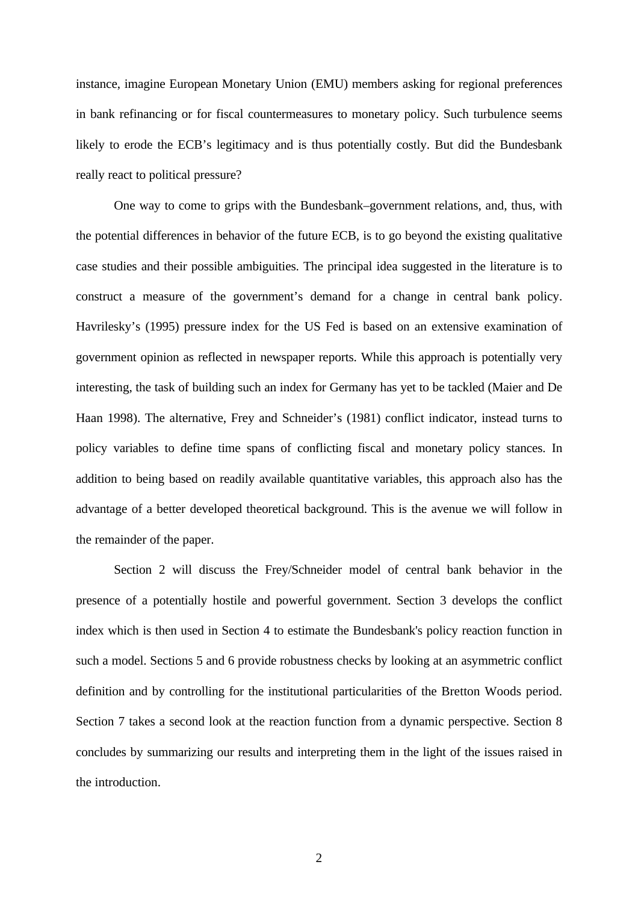instance, imagine European Monetary Union (EMU) members asking for regional preferences in bank refinancing or for fiscal countermeasures to monetary policy. Such turbulence seems likely to erode the ECB's legitimacy and is thus potentially costly. But did the Bundesbank really react to political pressure?

One way to come to grips with the Bundesbank–government relations, and, thus, with the potential differences in behavior of the future ECB, is to go beyond the existing qualitative case studies and their possible ambiguities. The principal idea suggested in the literature is to construct a measure of the government's demand for a change in central bank policy. Havrilesky's (1995) pressure index for the US Fed is based on an extensive examination of government opinion as reflected in newspaper reports. While this approach is potentially very interesting, the task of building such an index for Germany has yet to be tackled (Maier and De Haan 1998). The alternative, Frey and Schneider's (1981) conflict indicator, instead turns to policy variables to define time spans of conflicting fiscal and monetary policy stances. In addition to being based on readily available quantitative variables, this approach also has the advantage of a better developed theoretical background. This is the avenue we will follow in the remainder of the paper.

Section 2 will discuss the Frey/Schneider model of central bank behavior in the presence of a potentially hostile and powerful government. Section 3 develops the conflict index which is then used in Section 4 to estimate the Bundesbank's policy reaction function in such a model. Sections 5 and 6 provide robustness checks by looking at an asymmetric conflict definition and by controlling for the institutional particularities of the Bretton Woods period. Section 7 takes a second look at the reaction function from a dynamic perspective. Section 8 concludes by summarizing our results and interpreting them in the light of the issues raised in the introduction.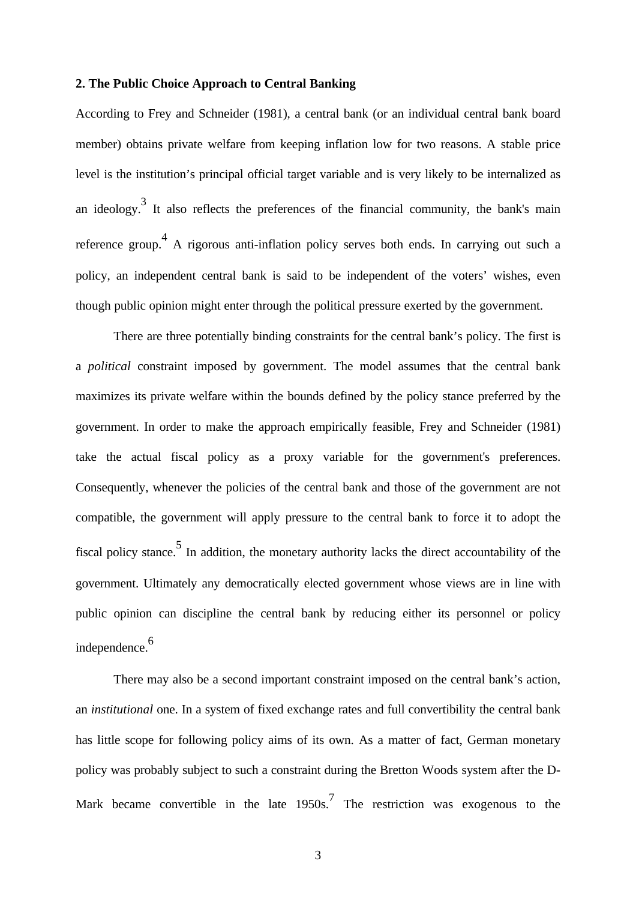## 2. The Public Choice Approach to Central Banking

According to Frey and Schneider (1981), a central bank (or an individual central bank board member) obtains private welfare from keeping inflation low for two reasons. A stable price level is the institution's principal official target variable and is very likely to be internalized as an ideology.[3] It also reflects the preferences of the financial community, the bank's main reference group.[4] A rigorous anti-inflation policy serves both ends. In carrying out such a policy, an independent central bank is said to be independent of the voters' wishes, even though public opinion might enter through the political pressure exerted by the government.

There are three potentially binding constraints for the central bank's policy. The first is a *political* constraint imposed by government. The model assumes that the central bank maximizes its private welfare within the bounds defined by the policy stance preferred by the government. In order to make the approach empirically feasible, Frey and Schneider (1981) take the actual fiscal policy as a proxy variable for the government's preferences. Consequently, whenever the policies of the central bank and those of the government are not compatible, the government will apply pressure to the central bank to force it to adopt the fiscal policy stance.[5] In addition, the monetary authority lacks the direct accountability of the government. Ultimately any democratically elected government whose views are in line with public opinion can discipline the central bank by reducing either its personnel or policy independence.[6]

There may also be a second important constraint imposed on the central bank's action, an *institutional* one. In a system of fixed exchange rates and full convertibility the central bank has little scope for following policy aims of its own. As a matter of fact, German monetary policy was probably subject to such a constraint during the Bretton Woods system after the D-Mark became convertible in the late 1950s.[7] The restriction was exogenous to the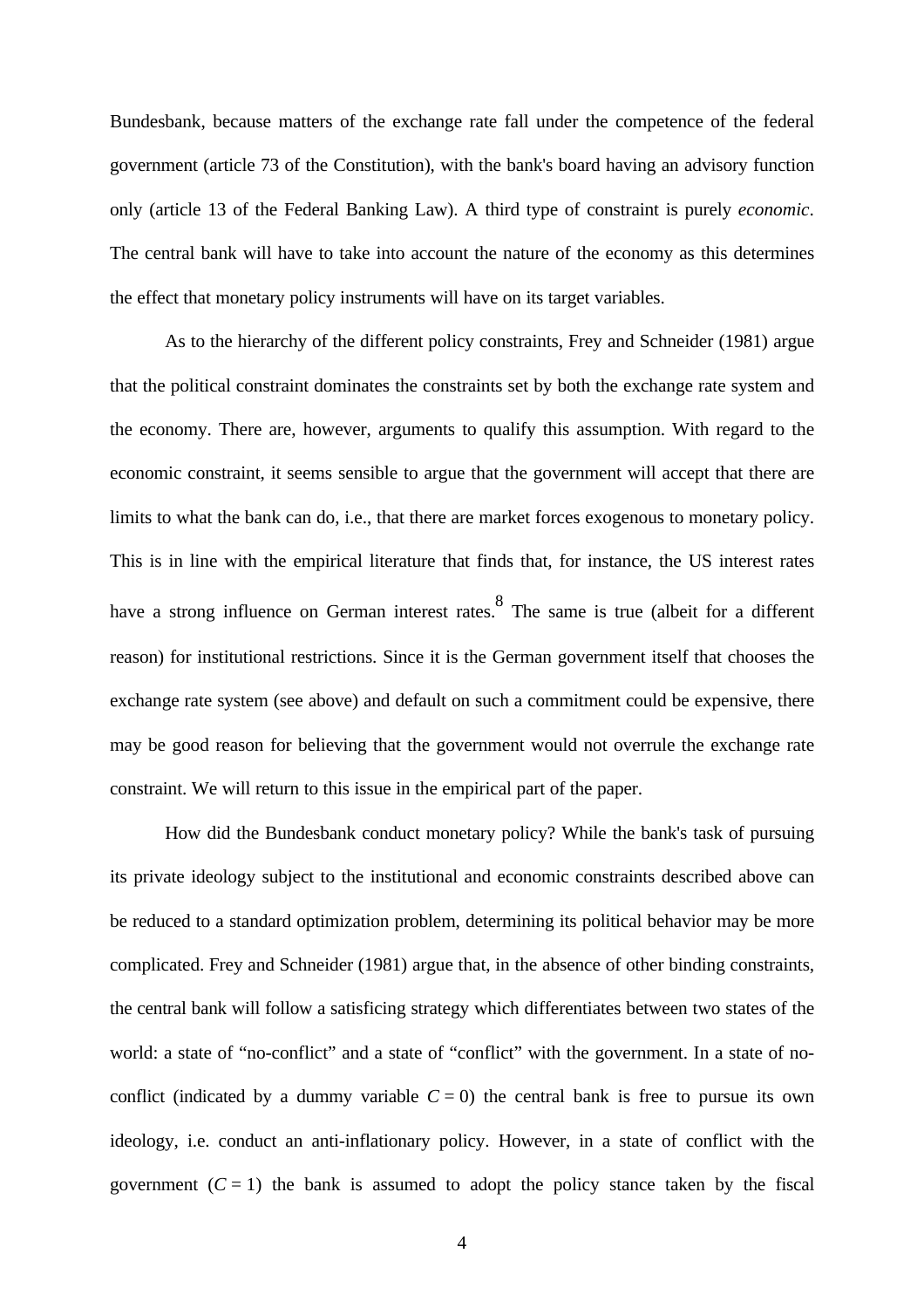Bundesbank, because matters of the exchange rate fall under the competence of the federal government (article 73 of the Constitution), with the bank's board having an advisory function only (article 13 of the Federal Banking Law). A third type of constraint is purely *economic*. The central bank will have to take into account the nature of the economy as this determines the effect that monetary policy instruments will have on its target variables.

As to the hierarchy of the different policy constraints, Frey and Schneider (1981) argue that the political constraint dominates the constraints set by both the exchange rate system and the economy. There are, however, arguments to qualify this assumption. With regard to the economic constraint, it seems sensible to argue that the government will accept that there are limits to what the bank can do, i.e., that there are market forces exogenous to monetary policy. This is in line with the empirical literature that finds that, for instance, the US interest rates have a strong influence on German interest rates.[8] The same is true (albeit for a different reason) for institutional restrictions. Since it is the German government itself that chooses the exchange rate system (see above) and default on such a commitment could be expensive, there may be good reason for believing that the government would not overrule the exchange rate constraint. We will return to this issue in the empirical part of the paper.

How did the Bundesbank conduct monetary policy? While the bank's task of pursuing its private ideology subject to the institutional and economic constraints described above can be reduced to a standard optimization problem, determining its political behavior may be more complicated. Frey and Schneider (1981) argue that, in the absence of other binding constraints, the central bank will follow a satisficing strategy which differentiates between two states of the world: a state of "no-conflict" and a state of "conflict" with the government. In a state of no-conflict (indicated by a dummy variable $C = 0$) the central bank is free to pursue its own ideology, i.e. conduct an anti-inflationary policy. However, in a state of conflict with the government ($C = 1$) the bank is assumed to adopt the policy stance taken by the fiscal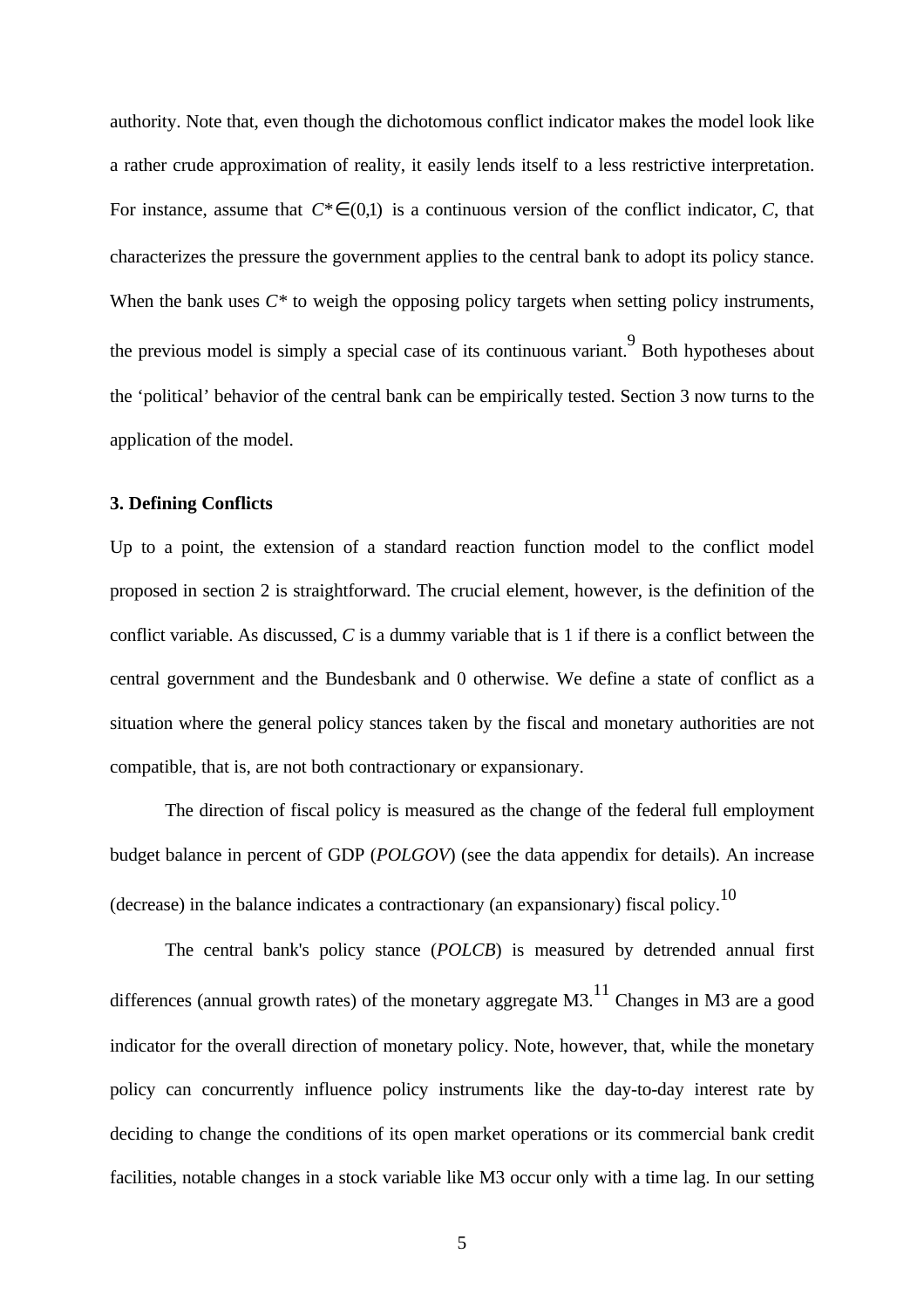authority. Note that, even though the dichotomous conflict indicator makes the model look like a rather crude approximation of reality, it easily lends itself to a less restrictive interpretation. For instance, assume that $C^* \in (0,1)$ is a continuous version of the conflict indicator, $C$, that characterizes the pressure the government applies to the central bank to adopt its policy stance. When the bank uses $C^*$ to weigh the opposing policy targets when setting policy instruments, the previous model is simply a special case of its continuous variant.[9] Both hypotheses about the 'political' behavior of the central bank can be empirically tested. Section 3 now turns to the application of the model.

### 3. Defining Conflicts

Up to a point, the extension of a standard reaction function model to the conflict model proposed in section 2 is straightforward. The crucial element, however, is the definition of the conflict variable. As discussed, $C$ is a dummy variable that is 1 if there is a conflict between the central government and the Bundesbank and 0 otherwise. We define a state of conflict as a situation where the general policy stances taken by the fiscal and monetary authorities are not compatible, that is, are not both contractionary or expansionary.

The direction of fiscal policy is measured as the change of the federal full employment budget balance in percent of GDP (*POLGOV*) (see the data appendix for details). An increase (decrease) in the balance indicates a contractionary (an expansionary) fiscal policy.[10]

The central bank's policy stance (*POLCB*) is measured by detrended annual first differences (annual growth rates) of the monetary aggregate M3.[11] Changes in M3 are a good indicator for the overall direction of monetary policy. Note, however, that, while the monetary policy can concurrently influence policy instruments like the day-to-day interest rate by deciding to change the conditions of its open market operations or its commercial bank credit facilities, notable changes in a stock variable like M3 occur only with a time lag. In our setting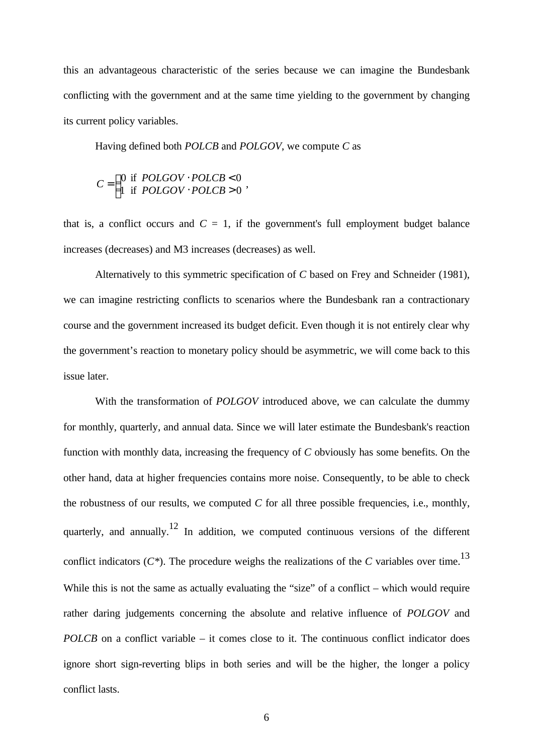this an advantageous characteristic of the series because we can imagine the Bundesbank conflicting with the government and at the same time yielding to the government by changing its current policy variables.

Having defined both *POLCB* and *POLGOV*, we compute *C* as

$$C = \begin{cases} 0 \text{ if } POLGOV \cdot POLCB < 0 \\ 1 \text{ if } POLGOV \cdot POLCB > 0 \end{cases},$$

that is, a conflict occurs and $C$ = 1, if the government's full employment budget balance increases (decreases) and M3 increases (decreases) as well.

Alternatively to this symmetric specification of *C* based on Frey and Schneider (1981), we can imagine restricting conflicts to scenarios where the Bundesbank ran a contractionary course and the government increased its budget deficit. Even though it is not entirely clear why the government's reaction to monetary policy should be asymmetric, we will come back to this issue later.

With the transformation of *POLGOV* introduced above, we can calculate the dummy for monthly, quarterly, and annual data. Since we will later estimate the Bundesbank's reaction function with monthly data, increasing the frequency of *C* obviously has some benefits. On the other hand, data at higher frequencies contains more noise. Consequently, to be able to check the robustness of our results, we computed *C* for all three possible frequencies, i.e., monthly, quarterly, and annually.[12] In addition, we computed continuous versions of the different conflict indicators ($C^*$). The procedure weighs the realizations of the *C* variables over time.[13] While this is not the same as actually evaluating the "size" of a conflict – which would require rather daring judgements concerning the absolute and relative influence of *POLGOV* and *POLCB* on a conflict variable – it comes close to it. The continuous conflict indicator does ignore short sign-reverting blips in both series and will be the higher, the longer a policy conflict lasts.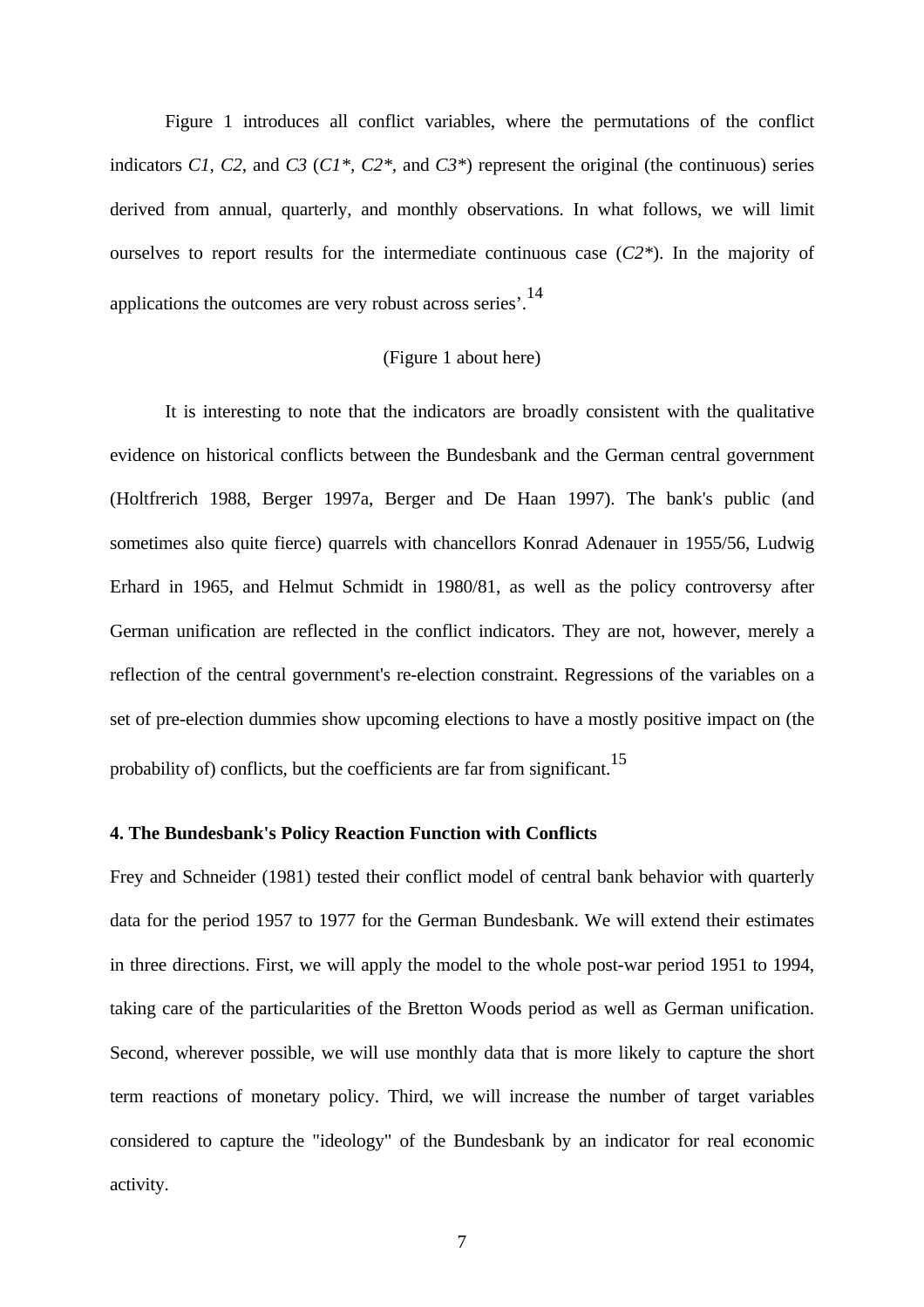Figure 1 introduces all conflict variables, where the permutations of the conflict indicators *C1*, *C2*, and *C3* (*C1**, *C2**, and *C3**) represent the original (the continuous) series derived from annual, quarterly, and monthly observations. In what follows, we will limit ourselves to report results for the intermediate continuous case (*C2**). In the majority of applications the outcomes are very robust across series'.[14]

(Figure 1 about here)

It is interesting to note that the indicators are broadly consistent with the qualitative evidence on historical conflicts between the Bundesbank and the German central government (Holtfrerich 1988, Berger 1997a, Berger and De Haan 1997). The bank's public (and sometimes also quite fierce) quarrels with chancellors Konrad Adenauer in 1955/56, Ludwig Erhard in 1965, and Helmut Schmidt in 1980/81, as well as the policy controversy after German unification are reflected in the conflict indicators. They are not, however, merely a reflection of the central government's re-election constraint. Regressions of the variables on a set of pre-election dummies show upcoming elections to have a mostly positive impact on (the probability of) conflicts, but the coefficients are far from significant.[15]

## 4. The Bundesbank's Policy Reaction Function with Conflicts

Frey and Schneider (1981) tested their conflict model of central bank behavior with quarterly data for the period 1957 to 1977 for the German Bundesbank. We will extend their estimates in three directions. First, we will apply the model to the whole post-war period 1951 to 1994, taking care of the particularities of the Bretton Woods period as well as German unification. Second, wherever possible, we will use monthly data that is more likely to capture the short term reactions of monetary policy. Third, we will increase the number of target variables considered to capture the "ideology" of the Bundesbank by an indicator for real economic activity.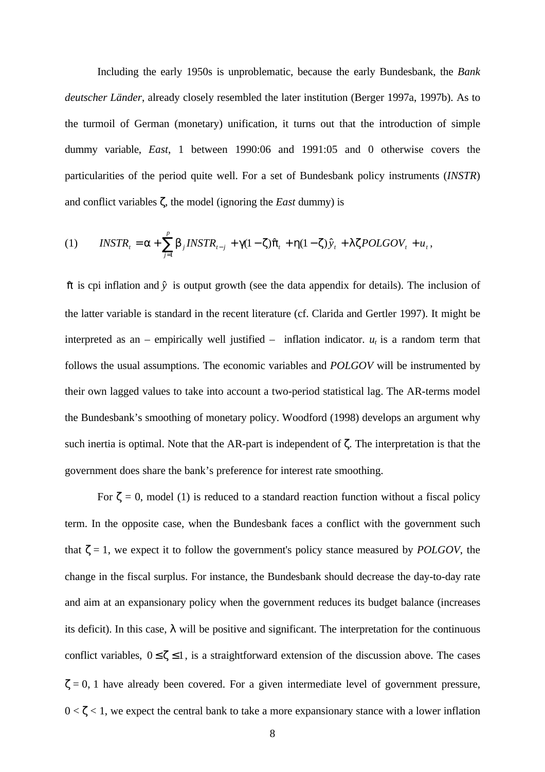Including the early 1950s is unproblematic, because the early Bundesbank, the *Bank deutscher Länder*, already closely resembled the later institution (Berger 1997a, 1997b). As to the turmoil of German (monetary) unification, it turns out that the introduction of simple dummy variable, *East*, 1 between 1990:06 and 1991:05 and 0 otherwise covers the particularities of the period quite well. For a set of Bundesbank policy instruments (*INSTR*) and conflict variables $\zeta$, the model (ignoring the *East* dummy) is

$$(1) \qquad INSTR_t = \alpha + \sum_{j=1}^{p} \beta_j INSTR_{t-j} + \gamma(1-\zeta)\hat{\pi}_t + \eta(1-\zeta)\hat{y}_t + \lambda\zeta POLGOV_t + u_t,$$

$\hat{\pi}$ is cpi inflation and $\hat{y}$ is output growth (see the data appendix for details). The inclusion of the latter variable is standard in the recent literature (cf. Clarida and Gertler 1997). It might be interpreted as an – empirically well justified – inflation indicator. $u_t$ is a random term that follows the usual assumptions. The economic variables and *POLGOV* will be instrumented by their own lagged values to take into account a two-period statistical lag. The AR-terms model the Bundesbank's smoothing of monetary policy. Woodford (1998) develops an argument why such inertia is optimal. Note that the AR-part is independent of $\zeta$. The interpretation is that the government does share the bank's preference for interest rate smoothing.

For $\zeta = 0$, model (1) is reduced to a standard reaction function without a fiscal policy term. In the opposite case, when the Bundesbank faces a conflict with the government such that $\zeta = 1$, we expect it to follow the government's policy stance measured by *POLGOV*, the change in the fiscal surplus. For instance, the Bundesbank should decrease the day-to-day rate and aim at an expansionary policy when the government reduces its budget balance (increases its deficit). In this case, $\lambda$ will be positive and significant. The interpretation for the continuous conflict variables, $0 \leq \zeta \leq 1$, is a straightforward extension of the discussion above. The cases $\zeta = 0, 1$ have already been covered. For a given intermediate level of government pressure, $0 < \zeta < 1$, we expect the central bank to take a more expansionary stance with a lower inflation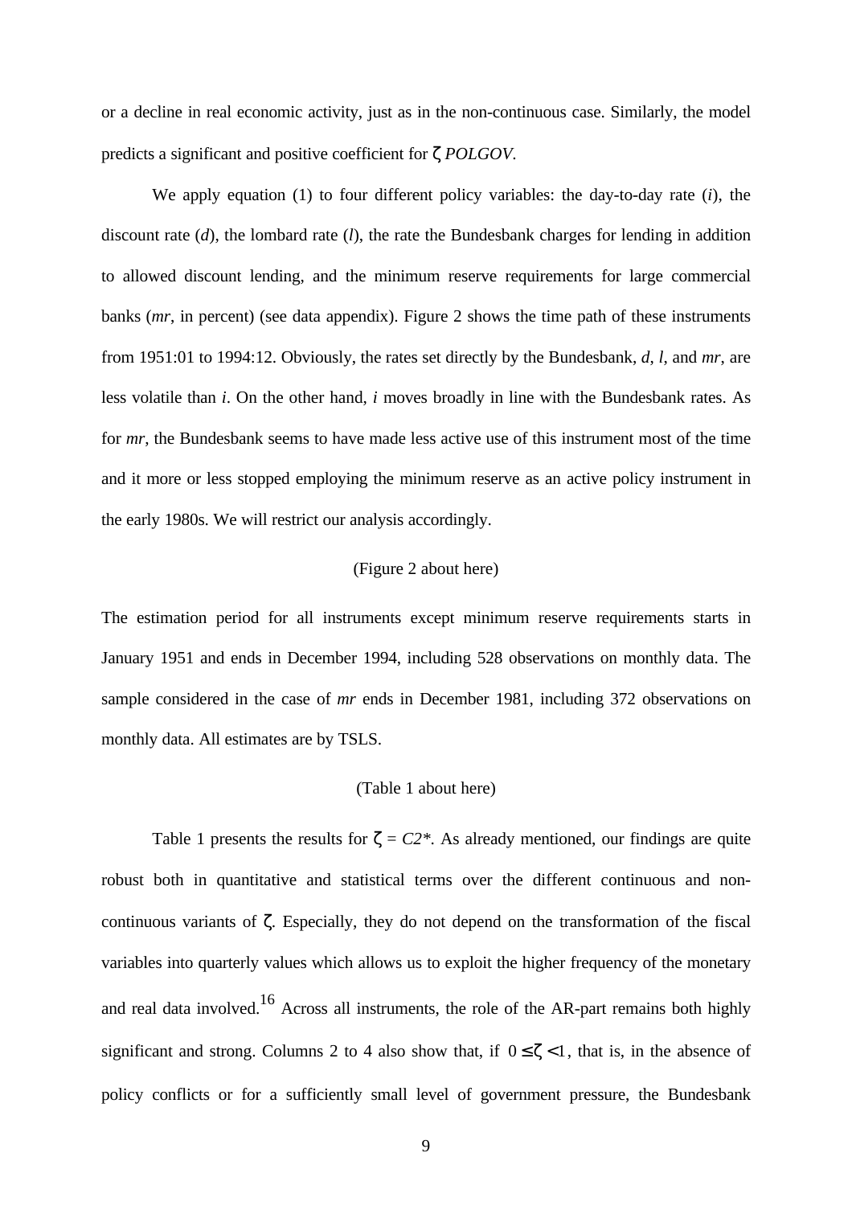or a decline in real economic activity, just as in the non-continuous case. Similarly, the model predicts a significant and positive coefficient for $\zeta$ *POLGOV*.

We apply equation (1) to four different policy variables: the day-to-day rate (*i*), the discount rate (*d*), the lombard rate (*l*), the rate the Bundesbank charges for lending in addition to allowed discount lending, and the minimum reserve requirements for large commercial banks (*mr*, in percent) (see data appendix). Figure 2 shows the time path of these instruments from 1951:01 to 1994:12. Obviously, the rates set directly by the Bundesbank, *d*, *l*, and *mr*, are less volatile than *i*. On the other hand, *i* moves broadly in line with the Bundesbank rates. As for *mr*, the Bundesbank seems to have made less active use of this instrument most of the time and it more or less stopped employing the minimum reserve as an active policy instrument in the early 1980s. We will restrict our analysis accordingly.

(Figure 2 about here)

The estimation period for all instruments except minimum reserve requirements starts in January 1951 and ends in December 1994, including 528 observations on monthly data. The sample considered in the case of *mr* ends in December 1981, including 372 observations on monthly data. All estimates are by TSLS.

(Table 1 about here)

Table 1 presents the results for $\zeta$ = *C2\**. As already mentioned, our findings are quite robust both in quantitative and statistical terms over the different continuous and non-continuous variants of $\zeta$. Especially, they do not depend on the transformation of the fiscal variables into quarterly values which allows us to exploit the higher frequency of the monetary and real data involved.[16] Across all instruments, the role of the AR-part remains both highly significant and strong. Columns 2 to 4 also show that, if $0 \leq \zeta < 1$, that is, in the absence of policy conflicts or for a sufficiently small level of government pressure, the Bundesbank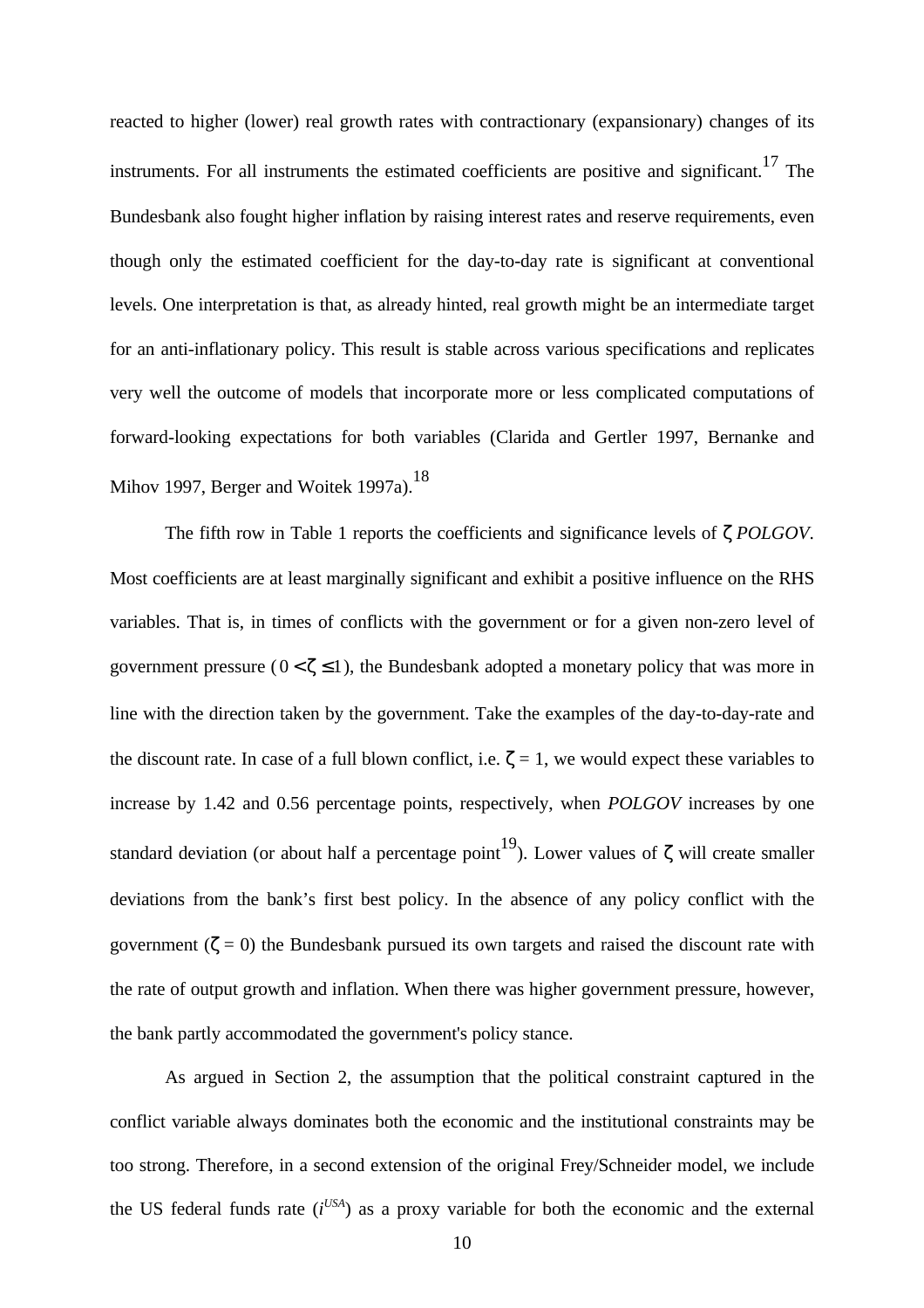reacted to higher (lower) real growth rates with contractionary (expansionary) changes of its instruments. For all instruments the estimated coefficients are positive and significant.[17] The Bundesbank also fought higher inflation by raising interest rates and reserve requirements, even though only the estimated coefficient for the day-to-day rate is significant at conventional levels. One interpretation is that, as already hinted, real growth might be an intermediate target for an anti-inflationary policy. This result is stable across various specifications and replicates very well the outcome of models that incorporate more or less complicated computations of forward-looking expectations for both variables (Clarida and Gertler 1997, Bernanke and Mihov 1997, Berger and Woitek 1997a).[18]

The fifth row in Table 1 reports the coefficients and significance levels of $\zeta$ *POLGOV*. Most coefficients are at least marginally significant and exhibit a positive influence on the RHS variables. That is, in times of conflicts with the government or for a given non-zero level of government pressure ($0 < \zeta \leq 1$), the Bundesbank adopted a monetary policy that was more in line with the direction taken by the government. Take the examples of the day-to-day-rate and the discount rate. In case of a full blown conflict, i.e. $\zeta = 1$, we would expect these variables to increase by 1.42 and 0.56 percentage points, respectively, when *POLGOV* increases by one standard deviation (or about half a percentage point[19]). Lower values of $\zeta$ will create smaller deviations from the bank's first best policy. In the absence of any policy conflict with the government ($\zeta = 0$) the Bundesbank pursued its own targets and raised the discount rate with the rate of output growth and inflation. When there was higher government pressure, however, the bank partly accommodated the government's policy stance.

As argued in Section 2, the assumption that the political constraint captured in the conflict variable always dominates both the economic and the institutional constraints may be too strong. Therefore, in a second extension of the original Frey/Schneider model, we include the US federal funds rate ($i^{USA}$) as a proxy variable for both the economic and the external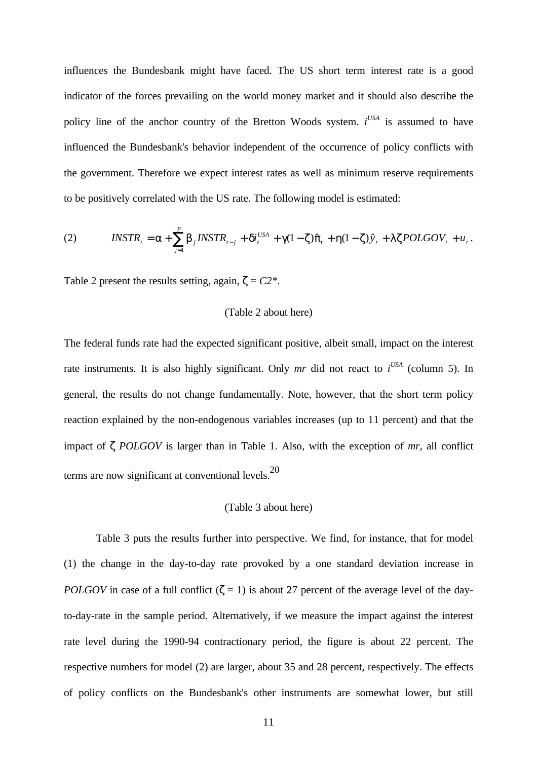influences the Bundesbank might have faced. The US short term interest rate is a good indicator of the forces prevailing on the world money market and it should also describe the policy line of the anchor country of the Bretton Woods system. $i^{USA}$ is assumed to have influenced the Bundesbank's behavior independent of the occurrence of policy conflicts with the government. Therefore we expect interest rates as well as minimum reserve requirements to be positively correlated with the US rate. The following model is estimated:

$$(2) \qquad INSTR_t = \alpha + \sum_{j=1}^{p} \beta_j INSTR_{t-j} + \delta i_t^{USA} + \gamma(1-\zeta)\hat{\pi}_t + \eta(1-\zeta)\hat{y}_t + \lambda\zeta POLGOV_t + u_t \,.$$

Table 2 present the results setting, again, $\zeta$ = *C2\**.

(Table 2 about here)

The federal funds rate had the expected significant positive, albeit small, impact on the interest rate instruments. It is also highly significant. Only *mr* did not react to $i^{USA}$ (column 5). In general, the results do not change fundamentally. Note, however, that the short term policy reaction explained by the non-endogenous variables increases (up to 11 percent) and that the impact of $\zeta$ *POLGOV* is larger than in Table 1. Also, with the exception of *mr,* all conflict terms are now significant at conventional levels.[20]

(Table 3 about here)

Table 3 puts the results further into perspective. We find, for instance, that for model (1) the change in the day-to-day rate provoked by a one standard deviation increase in *POLGOV* in case of a full conflict ($\zeta$ = 1) is about 27 percent of the average level of the day-to-day-rate in the sample period. Alternatively, if we measure the impact against the interest rate level during the 1990-94 contractionary period, the figure is about 22 percent. The respective numbers for model (2) are larger, about 35 and 28 percent, respectively. The effects of policy conflicts on the Bundesbank's other instruments are somewhat lower, but still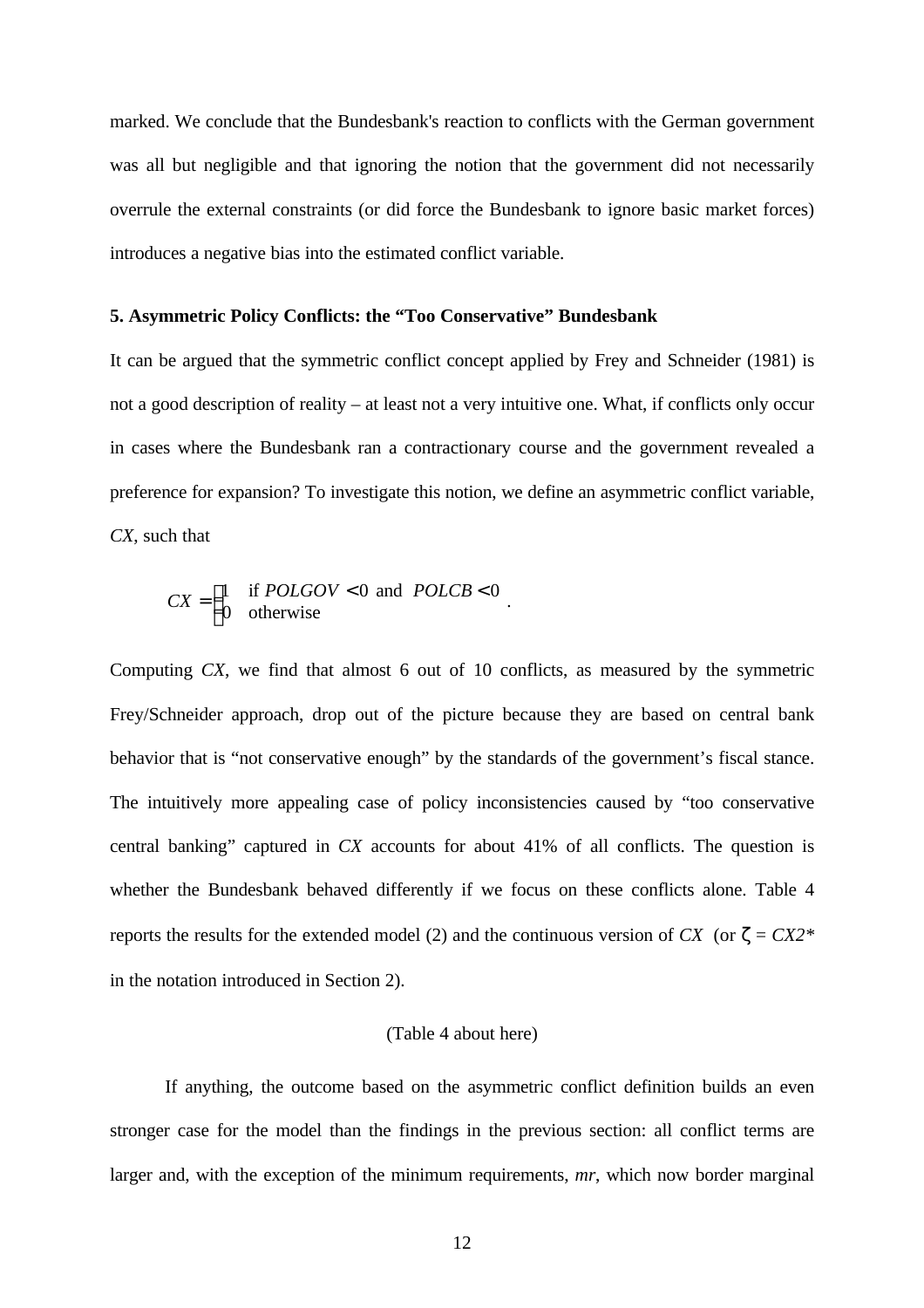marked. We conclude that the Bundesbank's reaction to conflicts with the German government was all but negligible and that ignoring the notion that the government did not necessarily overrule the external constraints (or did force the Bundesbank to ignore basic market forces) introduces a negative bias into the estimated conflict variable.

### 5. Asymmetric Policy Conflicts: the "Too Conservative" Bundesbank

It can be argued that the symmetric conflict concept applied by Frey and Schneider (1981) is not a good description of reality – at least not a very intuitive one. What, if conflicts only occur in cases where the Bundesbank ran a contractionary course and the government revealed a preference for expansion? To investigate this notion, we define an asymmetric conflict variable, *CX*, such that

$$CX = \begin{cases} 1 & \text{if } POLGOV < 0 \text{ and } POLCB < 0 \\ 0 & \text{otherwise} \end{cases}.$$

Computing *CX*, we find that almost 6 out of 10 conflicts, as measured by the symmetric Frey/Schneider approach, drop out of the picture because they are based on central bank behavior that is "not conservative enough" by the standards of the government's fiscal stance. The intuitively more appealing case of policy inconsistencies caused by "too conservative central banking" captured in *CX* accounts for about 41% of all conflicts. The question is whether the Bundesbank behaved differently if we focus on these conflicts alone. Table 4 reports the results for the extended model (2) and the continuous version of *CX* (or $\zeta = CX2^*$ in the notation introduced in Section 2).

(Table 4 about here)

If anything, the outcome based on the asymmetric conflict definition builds an even stronger case for the model than the findings in the previous section: all conflict terms are larger and, with the exception of the minimum requirements, *mr*, which now border marginal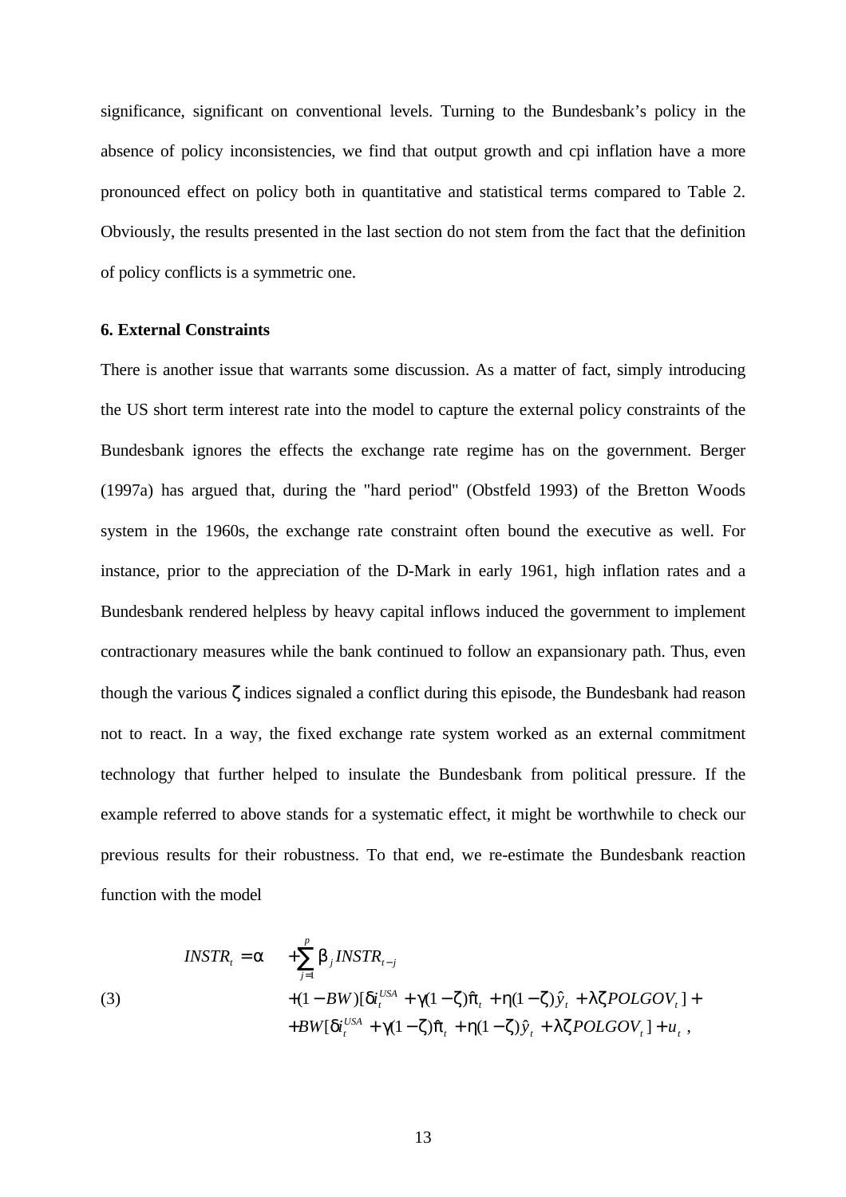significance, significant on conventional levels. Turning to the Bundesbank's policy in the absence of policy inconsistencies, we find that output growth and cpi inflation have a more pronounced effect on policy both in quantitative and statistical terms compared to Table 2. Obviously, the results presented in the last section do not stem from the fact that the definition of policy conflicts is a symmetric one.

### 6. External Constraints

There is another issue that warrants some discussion. As a matter of fact, simply introducing the US short term interest rate into the model to capture the external policy constraints of the Bundesbank ignores the effects the exchange rate regime has on the government. Berger (1997a) has argued that, during the "hard period" (Obstfeld 1993) of the Bretton Woods system in the 1960s, the exchange rate constraint often bound the executive as well. For instance, prior to the appreciation of the D-Mark in early 1961, high inflation rates and a Bundesbank rendered helpless by heavy capital inflows induced the government to implement contractionary measures while the bank continued to follow an expansionary path. Thus, even though the various $\zeta$ indices signaled a conflict during this episode, the Bundesbank had reason not to react. In a way, the fixed exchange rate system worked as an external commitment technology that further helped to insulate the Bundesbank from political pressure. If the example referred to above stands for a systematic effect, it might be worthwhile to check our previous results for their robustness. To that end, we re-estimate the Bundesbank reaction function with the model

$$
\begin{aligned}
INSTR_t = \alpha \quad & + \sum_{j=1}^{p} \beta_j INSTR_{t-j} \\
& + (1 - BW)[\delta i_t^{USA} + \gamma(1-\zeta)\hat{\pi}_t + \eta(1-\zeta)\hat{y}_t + \lambda\zeta POLGOV_t] + \\
& + BW[\delta i_t^{USA} + \gamma(1-\zeta)\hat{\pi}_t + \eta(1-\zeta)\hat{y}_t + \lambda\zeta POLGOV_t] + u_t \,,
\end{aligned}
\tag{3}
$$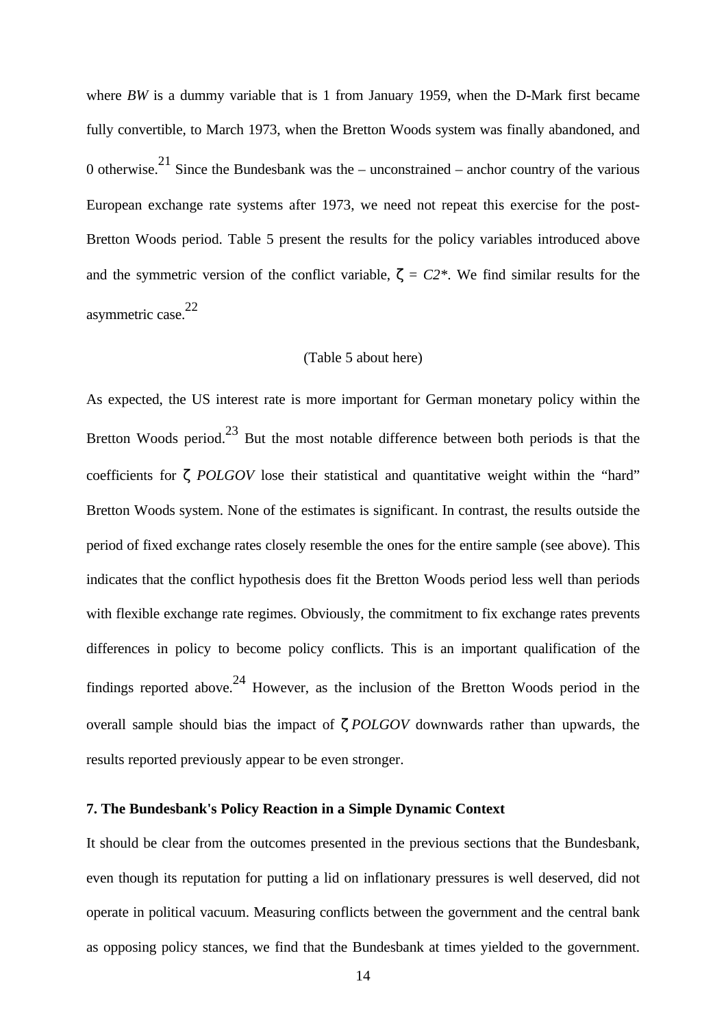where *BW* is a dummy variable that is 1 from January 1959, when the D-Mark first became fully convertible, to March 1973, when the Bretton Woods system was finally abandoned, and 0 otherwise.[21] Since the Bundesbank was the – unconstrained – anchor country of the various European exchange rate systems after 1973, we need not repeat this exercise for the post-Bretton Woods period. Table 5 present the results for the policy variables introduced above and the symmetric version of the conflict variable, $\zeta = C2^*$. We find similar results for the asymmetric case.[22]

(Table 5 about here)

As expected, the US interest rate is more important for German monetary policy within the Bretton Woods period.[23] But the most notable difference between both periods is that the coefficients for $\zeta$ *POLGOV* lose their statistical and quantitative weight within the "hard" Bretton Woods system. None of the estimates is significant. In contrast, the results outside the period of fixed exchange rates closely resemble the ones for the entire sample (see above). This indicates that the conflict hypothesis does fit the Bretton Woods period less well than periods with flexible exchange rate regimes. Obviously, the commitment to fix exchange rates prevents differences in policy to become policy conflicts. This is an important qualification of the findings reported above.[24] However, as the inclusion of the Bretton Woods period in the overall sample should bias the impact of $\zeta$ *POLGOV* downwards rather than upwards, the results reported previously appear to be even stronger.

### 7. The Bundesbank's Policy Reaction in a Simple Dynamic Context

It should be clear from the outcomes presented in the previous sections that the Bundesbank, even though its reputation for putting a lid on inflationary pressures is well deserved, did not operate in political vacuum. Measuring conflicts between the government and the central bank as opposing policy stances, we find that the Bundesbank at times yielded to the government.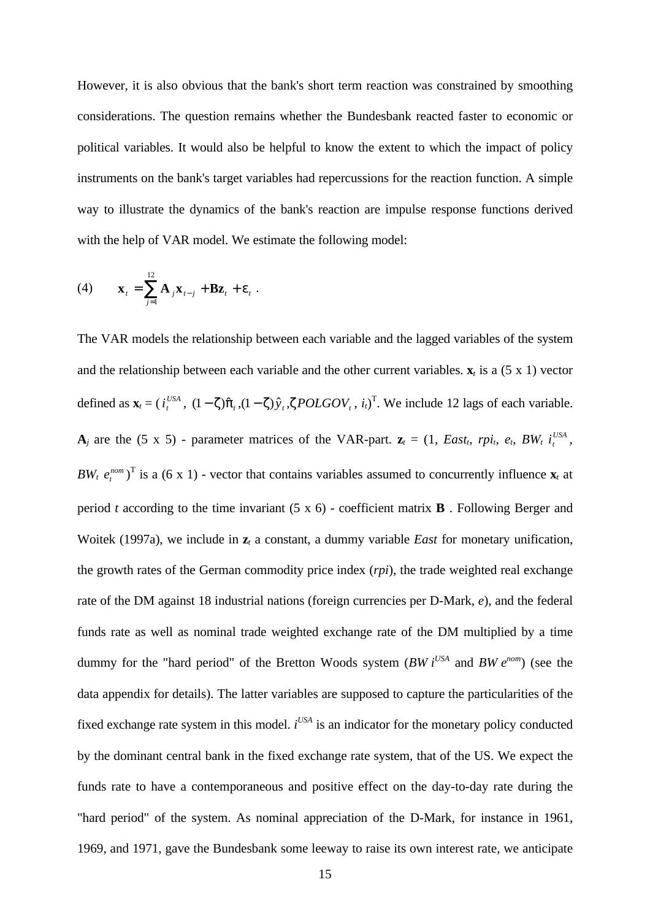However, it is also obvious that the bank's short term reaction was constrained by smoothing considerations. The question remains whether the Bundesbank reacted faster to economic or political variables. It would also be helpful to know the extent to which the impact of policy instruments on the bank's target variables had repercussions for the reaction function. A simple way to illustrate the dynamics of the bank's reaction are impulse response functions derived with the help of VAR model. We estimate the following model:

$$\text{(4)} \qquad \mathbf{x}_t = \sum_{j=1}^{12} \mathbf{A}_j \mathbf{x}_{t-j} + \mathbf{B}\mathbf{z}_t + \varepsilon_t \; .$$

The VAR models the relationship between each variable and the lagged variables of the system and the relationship between each variable and the other current variables. $\mathbf{x}_t$ is a (5 x 1) vector defined as $\mathbf{x}_t = ( i_t^{USA},\ (1-\zeta)\hat{\pi}_t, (1-\zeta)\hat{y}_t, \zeta POLGOV_t,\ i_t)^{\mathrm{T}}$. We include 12 lags of each variable. $\mathbf{A}_j$ are the (5 x 5) - parameter matrices of the VAR-part. $\mathbf{z}_t = (1,\ East_t,\ rpi_t,\ e_t,\ BW_t\ i_t^{USA},\ BW_t\ e_t^{nom})^{\mathrm{T}}$ is a (6 x 1) - vector that contains variables assumed to concurrently influence $\mathbf{x}_t$ at period $t$ according to the time invariant (5 x 6) - coefficient matrix $\mathbf{B}$ . Following Berger and Woitek (1997a), we include in $\mathbf{z}_t$ a constant, a dummy variable *East* for monetary unification, the growth rates of the German commodity price index (*rpi*), the trade weighted real exchange rate of the DM against 18 industrial nations (foreign currencies per D-Mark, *e*), and the federal funds rate as well as nominal trade weighted exchange rate of the DM multiplied by a time dummy for the "hard period" of the Bretton Woods system ($BW\ i^{USA}$ and $BW\ e^{nom}$) (see the data appendix for details). The latter variables are supposed to capture the particularities of the fixed exchange rate system in this model. $i^{USA}$ is an indicator for the monetary policy conducted by the dominant central bank in the fixed exchange rate system, that of the US. We expect the funds rate to have a contemporaneous and positive effect on the day-to-day rate during the "hard period" of the system. As nominal appreciation of the D-Mark, for instance in 1961, 1969, and 1971, gave the Bundesbank some leeway to raise its own interest rate, we anticipate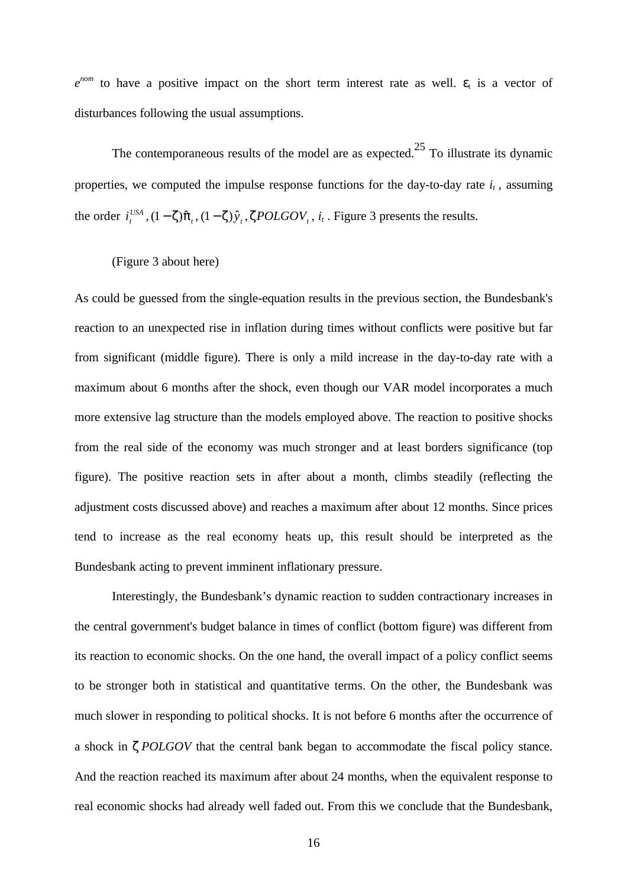$e^{nom}$ to have a positive impact on the short term interest rate as well. $\varepsilon_t$ is a vector of disturbances following the usual assumptions.

The contemporaneous results of the model are as expected.[25] To illustrate its dynamic properties, we computed the impulse response functions for the day-to-day rate $i_t$, assuming the order $i_t^{USA}, (1-\zeta)\hat{\pi}_t, (1-\zeta)\hat{y}_t, \zeta POLGOV_t, i_t$. Figure 3 presents the results.

(Figure 3 about here)

As could be guessed from the single-equation results in the previous section, the Bundesbank's reaction to an unexpected rise in inflation during times without conflicts were positive but far from significant (middle figure). There is only a mild increase in the day-to-day rate with a maximum about 6 months after the shock, even though our VAR model incorporates a much more extensive lag structure than the models employed above. The reaction to positive shocks from the real side of the economy was much stronger and at least borders significance (top figure). The positive reaction sets in after about a month, climbs steadily (reflecting the adjustment costs discussed above) and reaches a maximum after about 12 months. Since prices tend to increase as the real economy heats up, this result should be interpreted as the Bundesbank acting to prevent imminent inflationary pressure.

Interestingly, the Bundesbank's dynamic reaction to sudden contractionary increases in the central government's budget balance in times of conflict (bottom figure) was different from its reaction to economic shocks. On the one hand, the overall impact of a policy conflict seems to be stronger both in statistical and quantitative terms. On the other, the Bundesbank was much slower in responding to political shocks. It is not before 6 months after the occurrence of a shock in $\zeta POLGOV$ that the central bank began to accommodate the fiscal policy stance. And the reaction reached its maximum after about 24 months, when the equivalent response to real economic shocks had already well faded out. From this we conclude that the Bundesbank,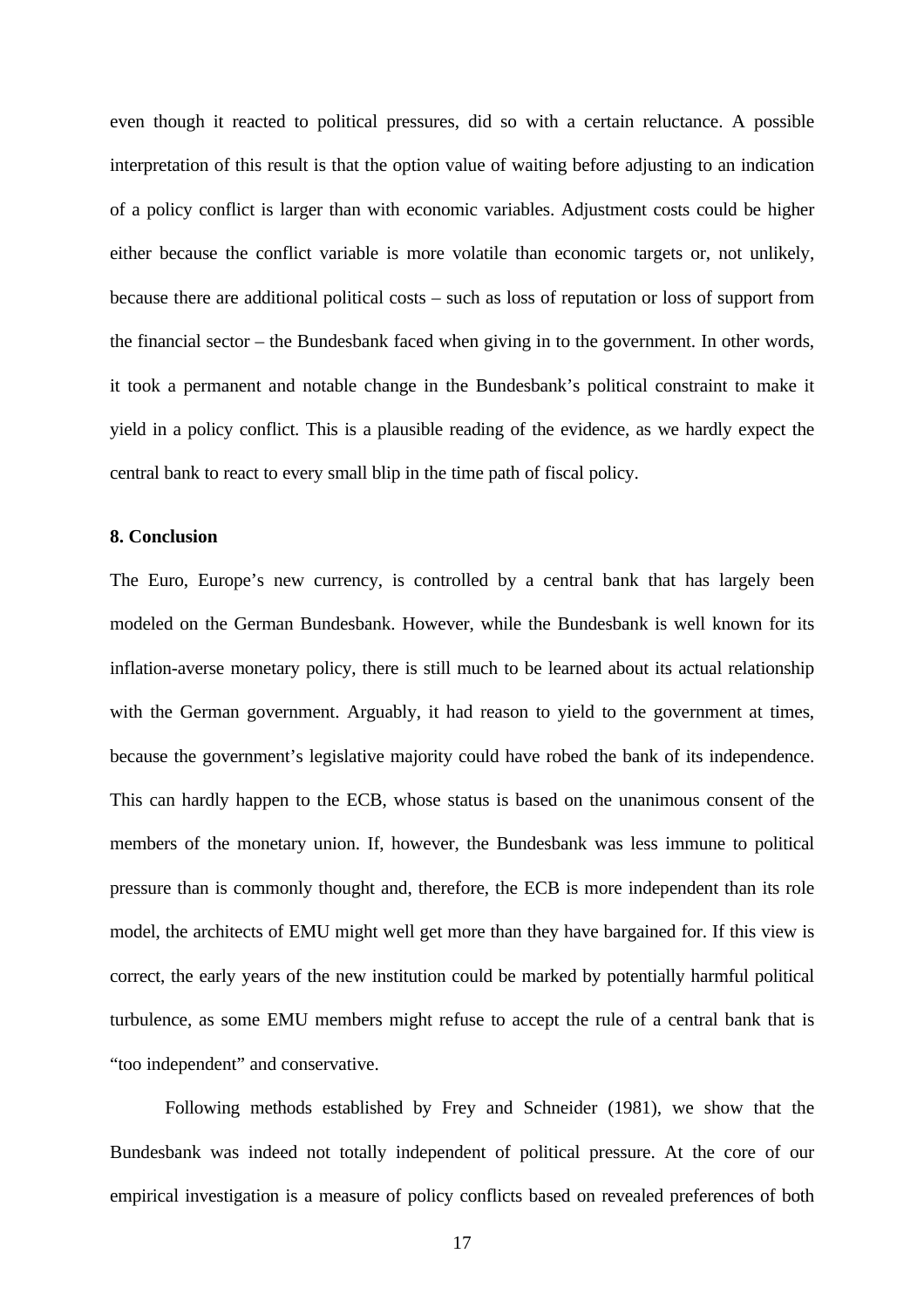even though it reacted to political pressures, did so with a certain reluctance. A possible interpretation of this result is that the option value of waiting before adjusting to an indication of a policy conflict is larger than with economic variables. Adjustment costs could be higher either because the conflict variable is more volatile than economic targets or, not unlikely, because there are additional political costs – such as loss of reputation or loss of support from the financial sector – the Bundesbank faced when giving in to the government. In other words, it took a permanent and notable change in the Bundesbank's political constraint to make it yield in a policy conflict. This is a plausible reading of the evidence, as we hardly expect the central bank to react to every small blip in the time path of fiscal policy.

## 8. Conclusion

The Euro, Europe's new currency, is controlled by a central bank that has largely been modeled on the German Bundesbank. However, while the Bundesbank is well known for its inflation-averse monetary policy, there is still much to be learned about its actual relationship with the German government. Arguably, it had reason to yield to the government at times, because the government's legislative majority could have robbed the bank of its independence. This can hardly happen to the ECB, whose status is based on the unanimous consent of the members of the monetary union. If, however, the Bundesbank was less immune to political pressure than is commonly thought and, therefore, the ECB is more independent than its role model, the architects of EMU might well get more than they have bargained for. If this view is correct, the early years of the new institution could be marked by potentially harmful political turbulence, as some EMU members might refuse to accept the rule of a central bank that is "too independent" and conservative.

Following methods established by Frey and Schneider (1981), we show that the Bundesbank was indeed not totally independent of political pressure. At the core of our empirical investigation is a measure of policy conflicts based on revealed preferences of both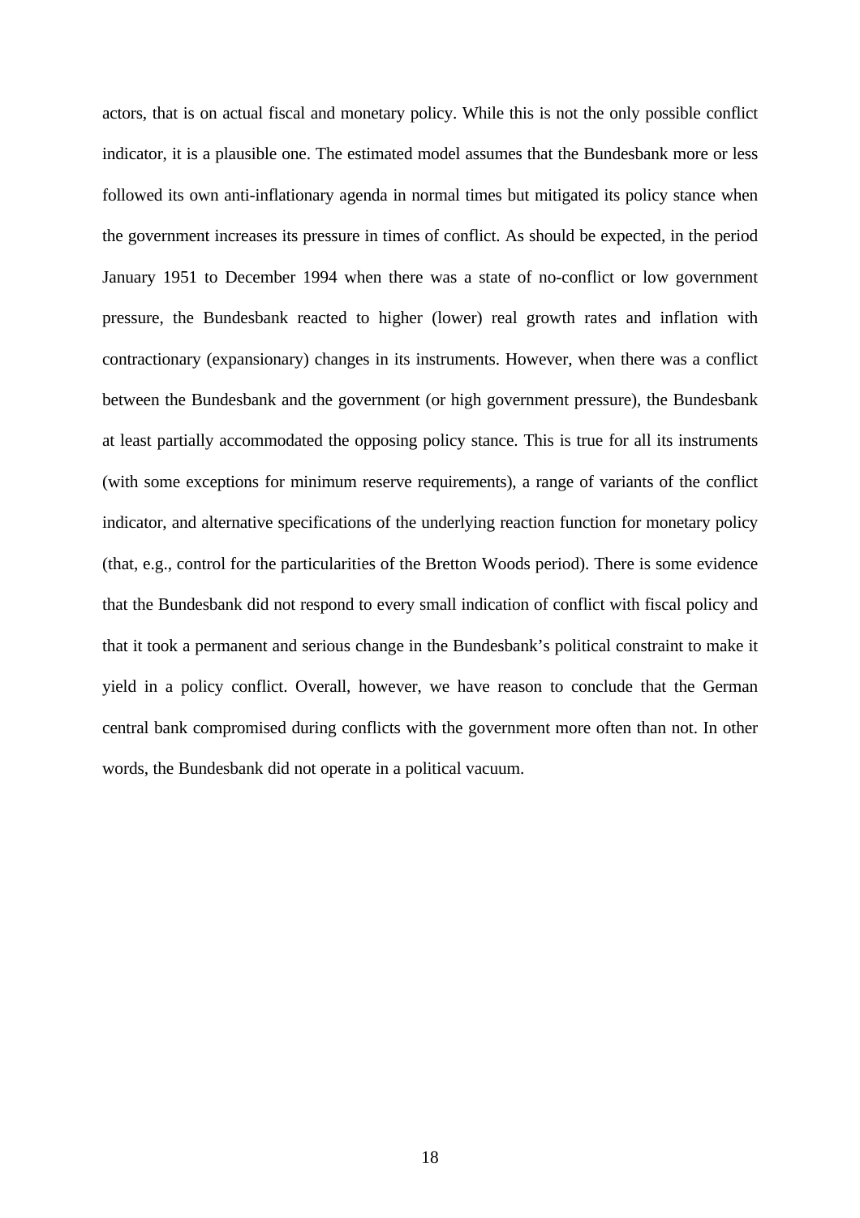actors, that is on actual fiscal and monetary policy. While this is not the only possible conflict indicator, it is a plausible one. The estimated model assumes that the Bundesbank more or less followed its own anti-inflationary agenda in normal times but mitigated its policy stance when the government increases its pressure in times of conflict. As should be expected, in the period January 1951 to December 1994 when there was a state of no-conflict or low government pressure, the Bundesbank reacted to higher (lower) real growth rates and inflation with contractionary (expansionary) changes in its instruments. However, when there was a conflict between the Bundesbank and the government (or high government pressure), the Bundesbank at least partially accommodated the opposing policy stance. This is true for all its instruments (with some exceptions for minimum reserve requirements), a range of variants of the conflict indicator, and alternative specifications of the underlying reaction function for monetary policy (that, e.g., control for the particularities of the Bretton Woods period). There is some evidence that the Bundesbank did not respond to every small indication of conflict with fiscal policy and that it took a permanent and serious change in the Bundesbank's political constraint to make it yield in a policy conflict. Overall, however, we have reason to conclude that the German central bank compromised during conflicts with the government more often than not. In other words, the Bundesbank did not operate in a political vacuum.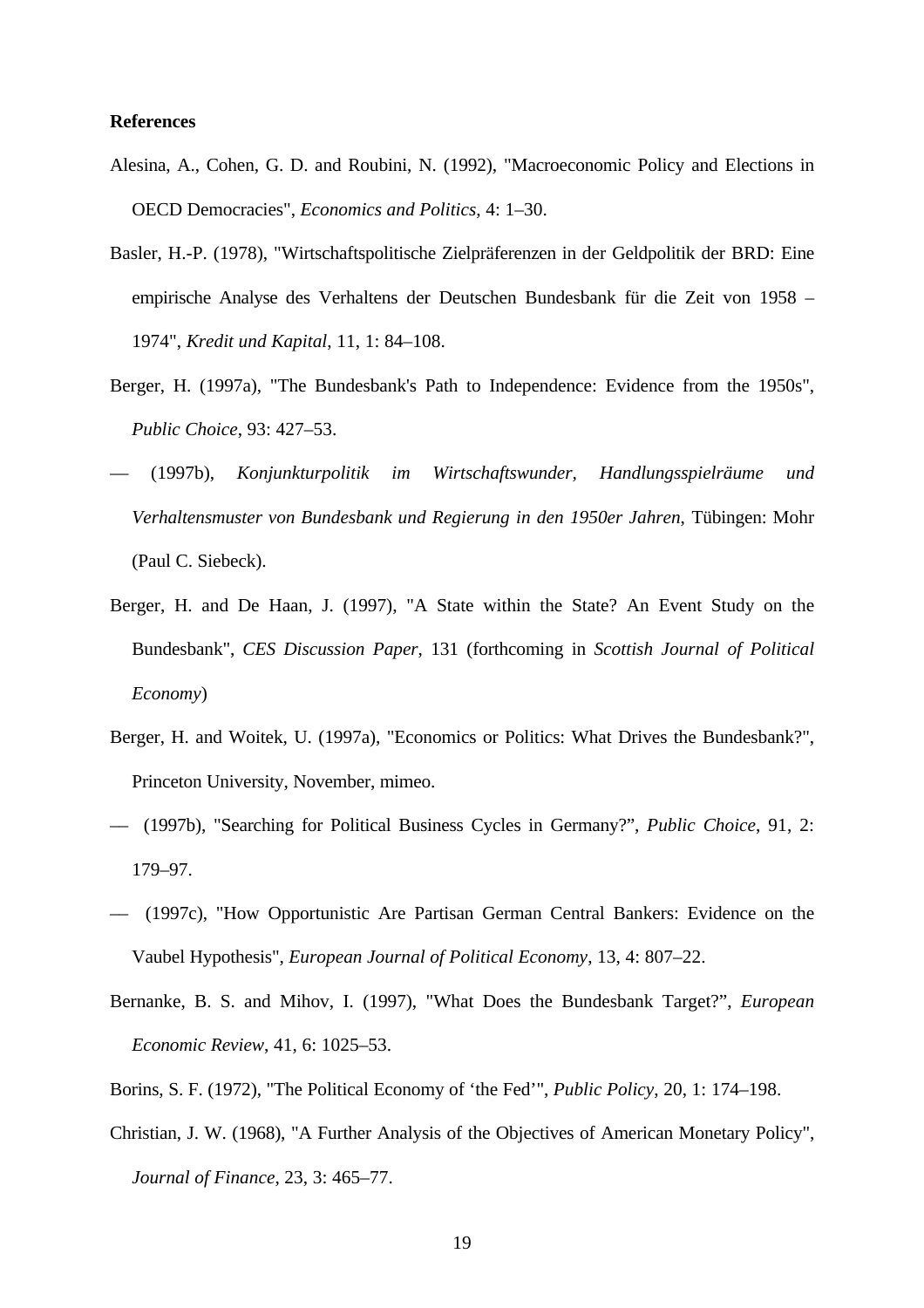**References**

Alesina, A., Cohen, G. D. and Roubini, N. (1992), "Macroeconomic Policy and Elections in OECD Democracies", *Economics and Politics*, 4: 1–30.

Basler, H.-P. (1978), "Wirtschaftspolitische Zielpräferenzen in der Geldpolitik der BRD: Eine empirische Analyse des Verhaltens der Deutschen Bundesbank für die Zeit von 1958 – 1974", *Kredit und Kapital*, 11, 1: 84–108.

Berger, H. (1997a), "The Bundesbank's Path to Independence: Evidence from the 1950s", *Public Choice*, 93: 427–53.

— (1997b), *Konjunkturpolitik im Wirtschaftswunder, Handlungsspielräume und Verhaltensmuster von Bundesbank und Regierung in den 1950er Jahren*, Tübingen: Mohr (Paul C. Siebeck).

Berger, H. and De Haan, J. (1997), "A State within the State? An Event Study on the Bundesbank", *CES Discussion Paper*, 131 (forthcoming in *Scottish Journal of Political Economy*)

Berger, H. and Woitek, U. (1997a), "Economics or Politics: What Drives the Bundesbank?", Princeton University, November, mimeo.

— (1997b), "Searching for Political Business Cycles in Germany?", *Public Choice*, 91, 2: 179–97.

— (1997c), "How Opportunistic Are Partisan German Central Bankers: Evidence on the Vaubel Hypothesis", *European Journal of Political Economy*, 13, 4: 807–22.

Bernanke, B. S. and Mihov, I. (1997), "What Does the Bundesbank Target?", *European Economic Review*, 41, 6: 1025–53.

Borins, S. F. (1972), "The Political Economy of 'the Fed'", *Public Policy*, 20, 1: 174–198.

Christian, J. W. (1968), "A Further Analysis of the Objectives of American Monetary Policy", *Journal of Finance*, 23, 3: 465–77.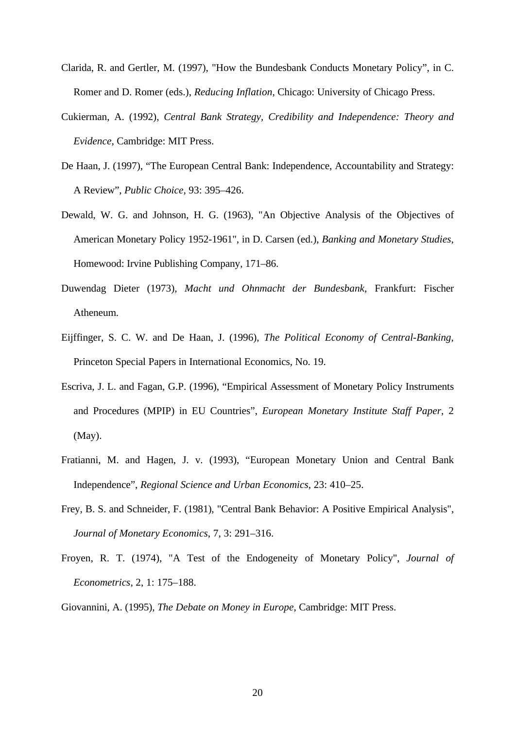Clarida, R. and Gertler, M. (1997), "How the Bundesbank Conducts Monetary Policy", in C. Romer and D. Romer (eds.), *Reducing Inflation*, Chicago: University of Chicago Press.

Cukierman, A. (1992), *Central Bank Strategy, Credibility and Independence: Theory and Evidence*, Cambridge: MIT Press.

De Haan, J. (1997), "The European Central Bank: Independence, Accountability and Strategy: A Review", *Public Choice*, 93: 395–426.

Dewald, W. G. and Johnson, H. G. (1963), "An Objective Analysis of the Objectives of American Monetary Policy 1952-1961", in D. Carsen (ed.), *Banking and Monetary Studies*, Homewood: Irvine Publishing Company, 171–86.

Duwendag Dieter (1973), *Macht und Ohnmacht der Bundesbank,* Frankfurt: Fischer Atheneum.

Eijffinger, S. C. W. and De Haan, J. (1996), *The Political Economy of Central-Banking*, Princeton Special Papers in International Economics, No. 19.

Escriva, J. L. and Fagan, G.P. (1996), "Empirical Assessment of Monetary Policy Instruments and Procedures (MPIP) in EU Countries", *European Monetary Institute Staff Paper*, 2 (May).

Fratianni, M. and Hagen, J. v. (1993), "European Monetary Union and Central Bank Independence", *Regional Science and Urban Economics*, 23: 410–25.

Frey, B. S. and Schneider, F. (1981), "Central Bank Behavior: A Positive Empirical Analysis", *Journal of Monetary Economics*, 7, 3: 291–316.

Froyen, R. T. (1974), "A Test of the Endogeneity of Monetary Policy", *Journal of Econometrics*, 2, 1: 175–188.

Giovannini, A. (1995), *The Debate on Money in Europe*, Cambridge: MIT Press.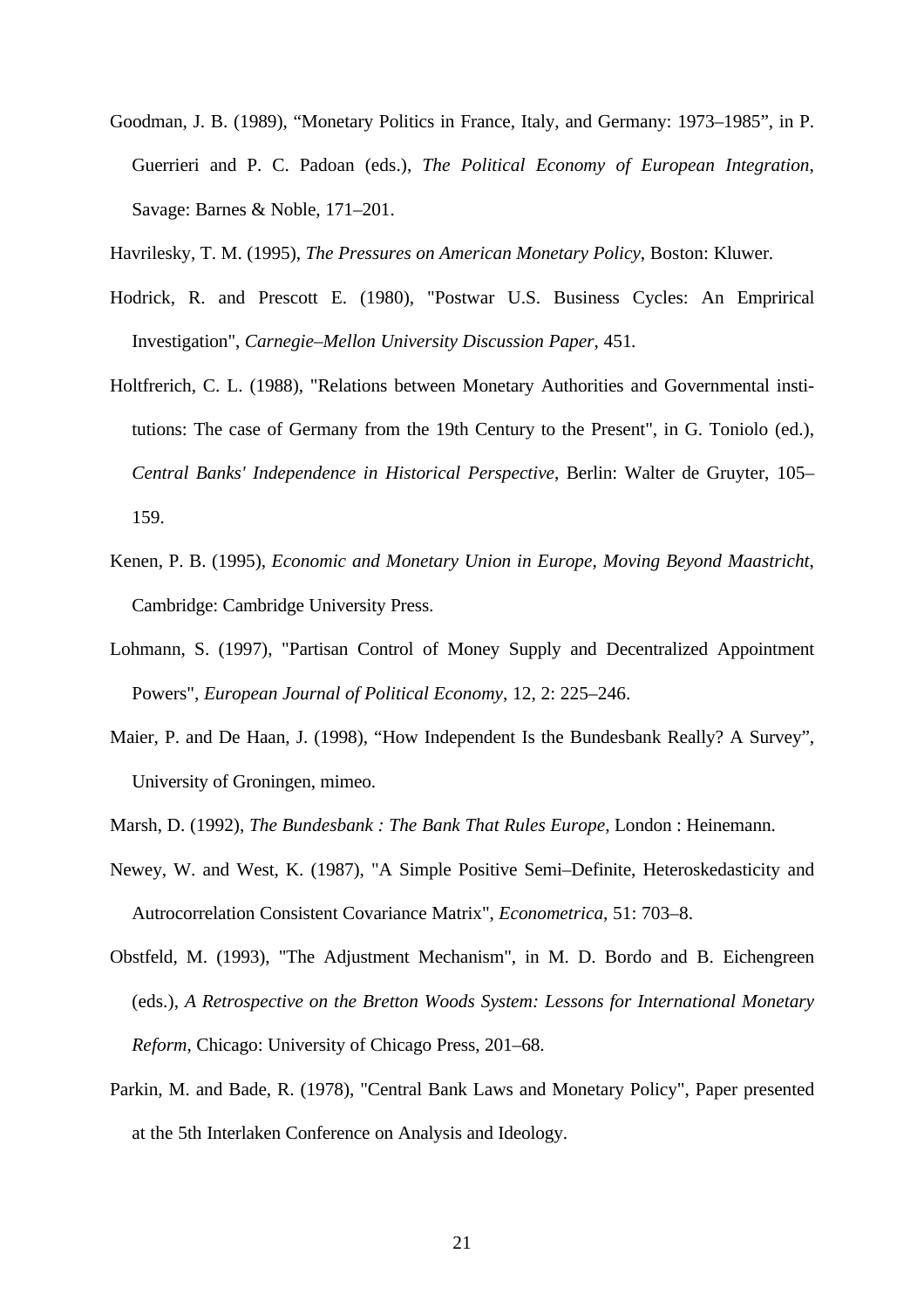Goodman, J. B. (1989), “Monetary Politics in France, Italy, and Germany: 1973–1985”, in P. Guerrieri and P. C. Padoan (eds.), *The Political Economy of European Integration*, Savage: Barnes & Noble, 171–201.

Havrilesky, T. M. (1995), *The Pressures on American Monetary Policy*, Boston: Kluwer.

Hodrick, R. and Prescott E. (1980), "Postwar U.S. Business Cycles: An Emprirical Investigation", *Carnegie–Mellon University Discussion Paper*, 451.

Holtfrerich, C. L. (1988), "Relations between Monetary Authorities and Governmental institutions: The case of Germany from the 19th Century to the Present", in G. Toniolo (ed.), *Central Banks' Independence in Historical Perspective*, Berlin: Walter de Gruyter, 105–159.

Kenen, P. B. (1995), *Economic and Monetary Union in Europe, Moving Beyond Maastricht*, Cambridge: Cambridge University Press.

Lohmann, S. (1997), "Partisan Control of Money Supply and Decentralized Appointment Powers", *European Journal of Political Economy*, 12, 2: 225–246.

Maier, P. and De Haan, J. (1998), “How Independent Is the Bundesbank Really? A Survey”, University of Groningen, mimeo.

Marsh, D. (1992), *The Bundesbank : The Bank That Rules Europe*, London : Heinemann.

Newey, W. and West, K. (1987), "A Simple Positive Semi–Definite, Heteroskedasticity and Autrocorrelation Consistent Covariance Matrix", *Econometrica*, 51: 703–8.

Obstfeld, M. (1993), "The Adjustment Mechanism", in M. D. Bordo and B. Eichengreen (eds.), *A Retrospective on the Bretton Woods System: Lessons for International Monetary Reform*, Chicago: University of Chicago Press, 201–68.

Parkin, M. and Bade, R. (1978), "Central Bank Laws and Monetary Policy", Paper presented at the 5th Interlaken Conference on Analysis and Ideology.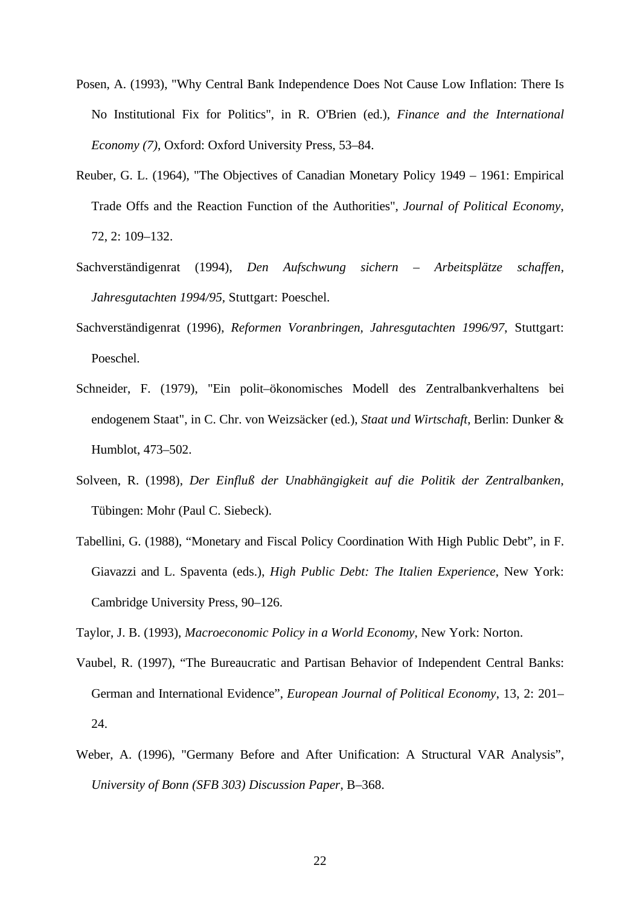Posen, A. (1993), "Why Central Bank Independence Does Not Cause Low Inflation: There Is No Institutional Fix for Politics", in R. O'Brien (ed.), *Finance and the International Economy (7)*, Oxford: Oxford University Press, 53–84.

Reuber, G. L. (1964), "The Objectives of Canadian Monetary Policy 1949 – 1961: Empirical Trade Offs and the Reaction Function of the Authorities", *Journal of Political Economy*, 72, 2: 109–132.

Sachverständigenrat (1994), *Den Aufschwung sichern – Arbeitsplätze schaffen*, *Jahresgutachten 1994/95*, Stuttgart: Poeschel.

Sachverständigenrat (1996), *Reformen Voranbringen*, *Jahresgutachten 1996/97*, Stuttgart: Poeschel.

Schneider, F. (1979), "Ein polit–ökonomisches Modell des Zentralbankverhaltens bei endogenem Staat", in C. Chr. von Weizsäcker (ed.), *Staat und Wirtschaft*, Berlin: Dunker & Humblot, 473–502.

Solveen, R. (1998), *Der Einfluß der Unabhängigkeit auf die Politik der Zentralbanken*, Tübingen: Mohr (Paul C. Siebeck).

Tabellini, G. (1988), "Monetary and Fiscal Policy Coordination With High Public Debt", in F. Giavazzi and L. Spaventa (eds.), *High Public Debt: The Italien Experience*, New York: Cambridge University Press, 90–126.

Taylor, J. B. (1993), *Macroeconomic Policy in a World Economy*, New York: Norton.

Vaubel, R. (1997), "The Bureaucratic and Partisan Behavior of Independent Central Banks: German and International Evidence", *European Journal of Political Economy*, 13, 2: 201–24.

Weber, A. (1996), "Germany Before and After Unification: A Structural VAR Analysis", *University of Bonn (SFB 303) Discussion Paper*, B–368.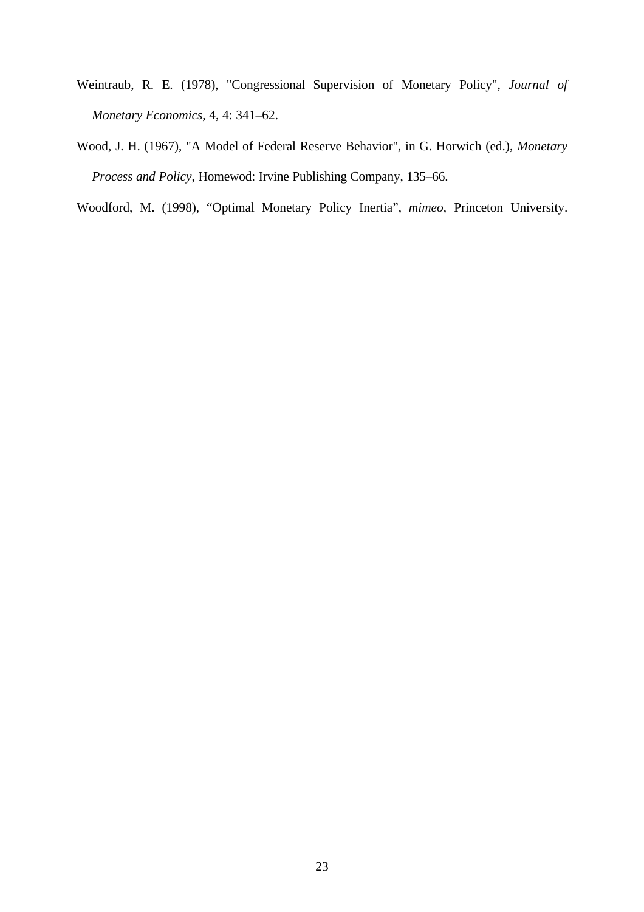Weintraub, R. E. (1978), "Congressional Supervision of Monetary Policy", *Journal of Monetary Economics*, 4, 4: 341–62.

Wood, J. H. (1967), "A Model of Federal Reserve Behavior", in G. Horwich (ed.), *Monetary Process and Policy*, Homewod: Irvine Publishing Company, 135–66.

Woodford, M. (1998), “Optimal Monetary Policy Inertia”, *mimeo*, Princeton University.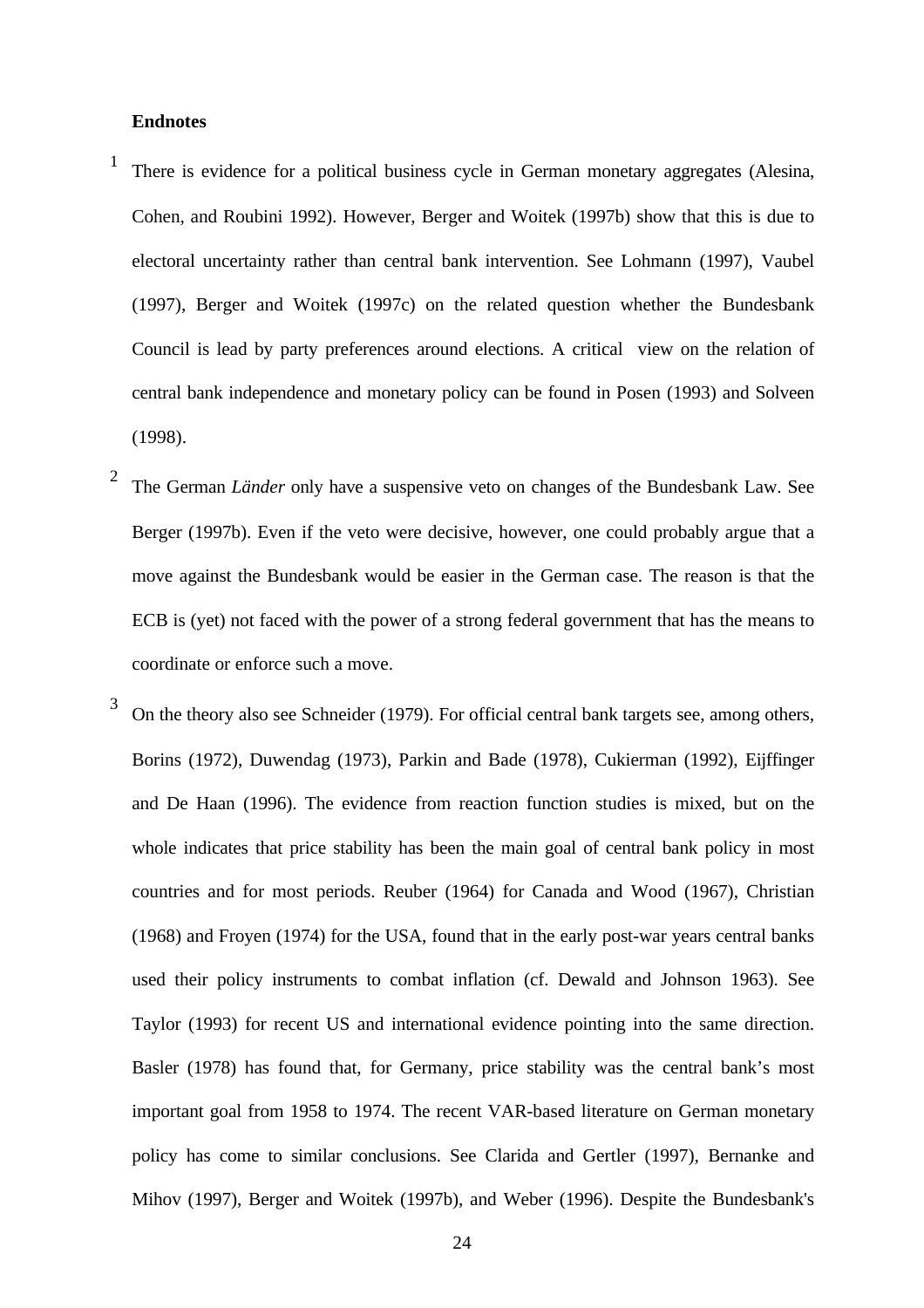**Endnotes**

[1] There is evidence for a political business cycle in German monetary aggregates (Alesina, Cohen, and Roubini 1992). However, Berger and Woitek (1997b) show that this is due to electoral uncertainty rather than central bank intervention. See Lohmann (1997), Vaubel (1997), Berger and Woitek (1997c) on the related question whether the Bundesbank Council is lead by party preferences around elections. A critical view on the relation of central bank independence and monetary policy can be found in Posen (1993) and Solveen (1998).

[2] The German *Länder* only have a suspensive veto on changes of the Bundesbank Law. See Berger (1997b). Even if the veto were decisive, however, one could probably argue that a move against the Bundesbank would be easier in the German case. The reason is that the ECB is (yet) not faced with the power of a strong federal government that has the means to coordinate or enforce such a move.

[3] On the theory also see Schneider (1979). For official central bank targets see, among others, Borins (1972), Duwendag (1973), Parkin and Bade (1978), Cukierman (1992), Eijffinger and De Haan (1996). The evidence from reaction function studies is mixed, but on the whole indicates that price stability has been the main goal of central bank policy in most countries and for most periods. Reuber (1964) for Canada and Wood (1967), Christian (1968) and Froyen (1974) for the USA, found that in the early post-war years central banks used their policy instruments to combat inflation (cf. Dewald and Johnson 1963). See Taylor (1993) for recent US and international evidence pointing into the same direction. Basler (1978) has found that, for Germany, price stability was the central bank's most important goal from 1958 to 1974. The recent VAR-based literature on German monetary policy has come to similar conclusions. See Clarida and Gertler (1997), Bernanke and Mihov (1997), Berger and Woitek (1997b), and Weber (1996). Despite the Bundesbank's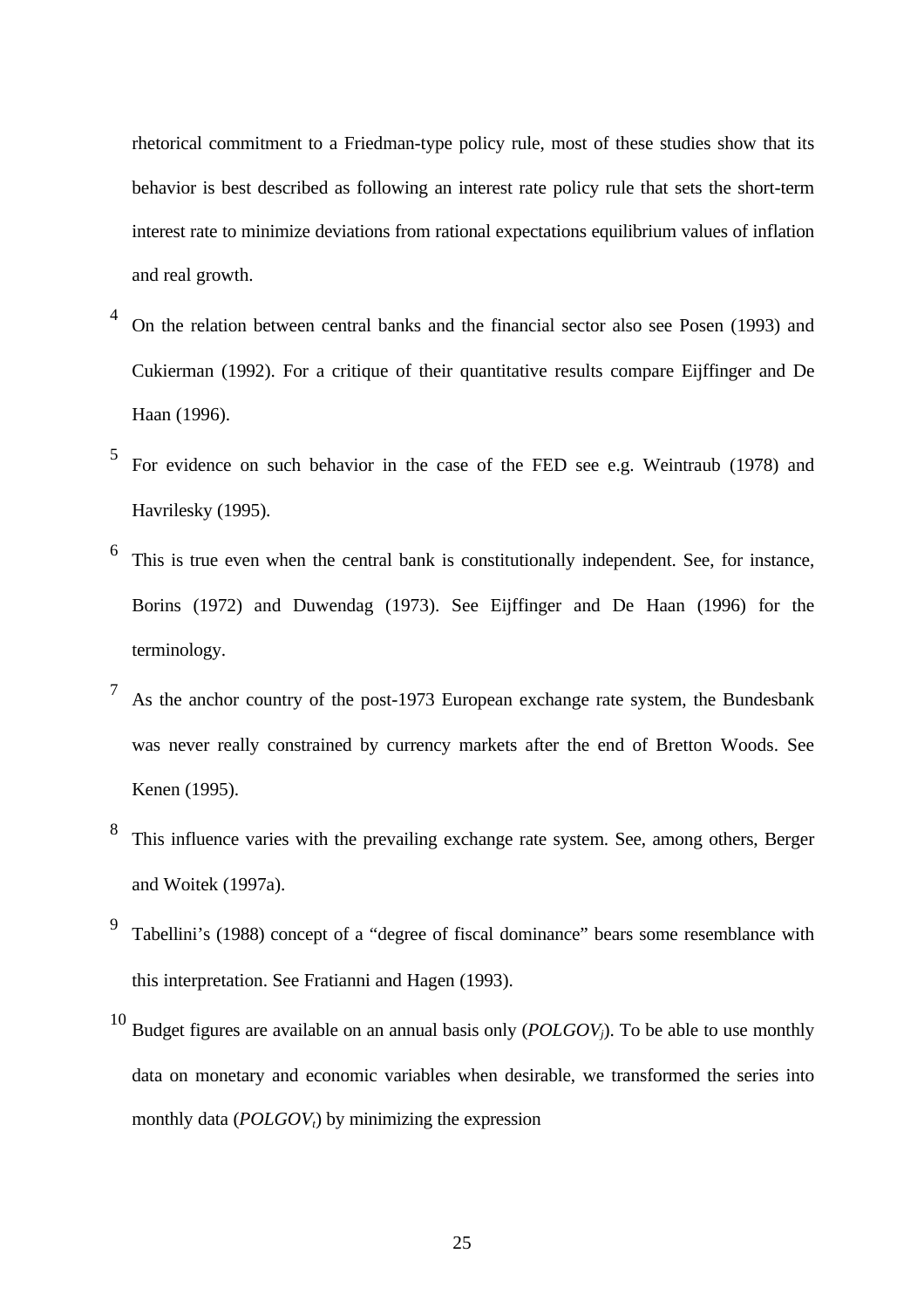rhetorical commitment to a Friedman-type policy rule, most of these studies show that its behavior is best described as following an interest rate policy rule that sets the short-term interest rate to minimize deviations from rational expectations equilibrium values of inflation and real growth.

[4] On the relation between central banks and the financial sector also see Posen (1993) and Cukierman (1992). For a critique of their quantitative results compare Eijffinger and De Haan (1996).

[5] For evidence on such behavior in the case of the FED see e.g. Weintraub (1978) and Havrilesky (1995).

[6] This is true even when the central bank is constitutionally independent. See, for instance, Borins (1972) and Duwendag (1973). See Eijffinger and De Haan (1996) for the terminology.

[7] As the anchor country of the post-1973 European exchange rate system, the Bundesbank was never really constrained by currency markets after the end of Bretton Woods. See Kenen (1995).

[8] This influence varies with the prevailing exchange rate system. See, among others, Berger and Woitek (1997a).

[9] Tabellini's (1988) concept of a "degree of fiscal dominance" bears some resemblance with this interpretation. See Fratianni and Hagen (1993).

[10] Budget figures are available on an annual basis only ($POLGOV_j$). To be able to use monthly data on monetary and economic variables when desirable, we transformed the series into monthly data ($POLGOV_t$) by minimizing the expression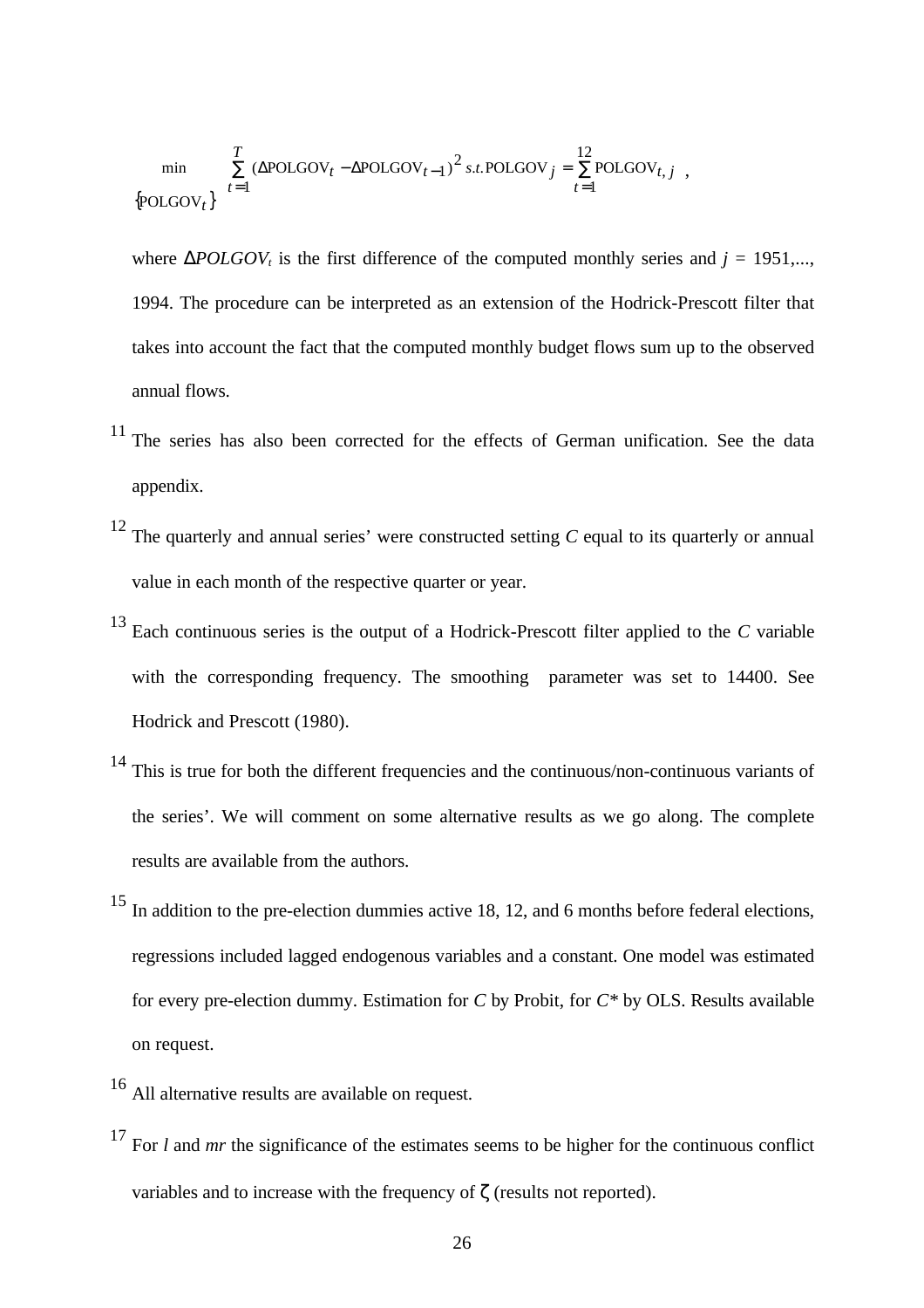$$\min_{\{\text{POLGOV}_t\}} \sum_{t=1}^{T} (\Delta\text{POLGOV}_t - \Delta\text{POLGOV}_{t-1})^2 \; s.t. \, \text{POLGOV}_j = \sum_{t=1}^{12} \text{POLGOV}_{t,j} \quad ,$$

where $\Delta POLGOV_t$ is the first difference of the computed monthly series and $j$ = 1951,..., 1994. The procedure can be interpreted as an extension of the Hodrick-Prescott filter that takes into account the fact that the computed monthly budget flows sum up to the observed annual flows.

[11] The series has also been corrected for the effects of German unification. See the data appendix.

[12] The quarterly and annual series' were constructed setting $C$ equal to its quarterly or annual value in each month of the respective quarter or year.

[13] Each continuous series is the output of a Hodrick-Prescott filter applied to the $C$ variable with the corresponding frequency. The smoothing parameter was set to 14400. See Hodrick and Prescott (1980).

[14] This is true for both the different frequencies and the continuous/non-continuous variants of the series'. We will comment on some alternative results as we go along. The complete results are available from the authors.

[15] In addition to the pre-election dummies active 18, 12, and 6 months before federal elections, regressions included lagged endogenous variables and a constant. One model was estimated for every pre-election dummy. Estimation for $C$ by Probit, for $C^*$ by OLS. Results available on request.

[16] All alternative results are available on request.

[17] For $l$ and $mr$ the significance of the estimates seems to be higher for the continuous conflict variables and to increase with the frequency of $\zeta$ (results not reported).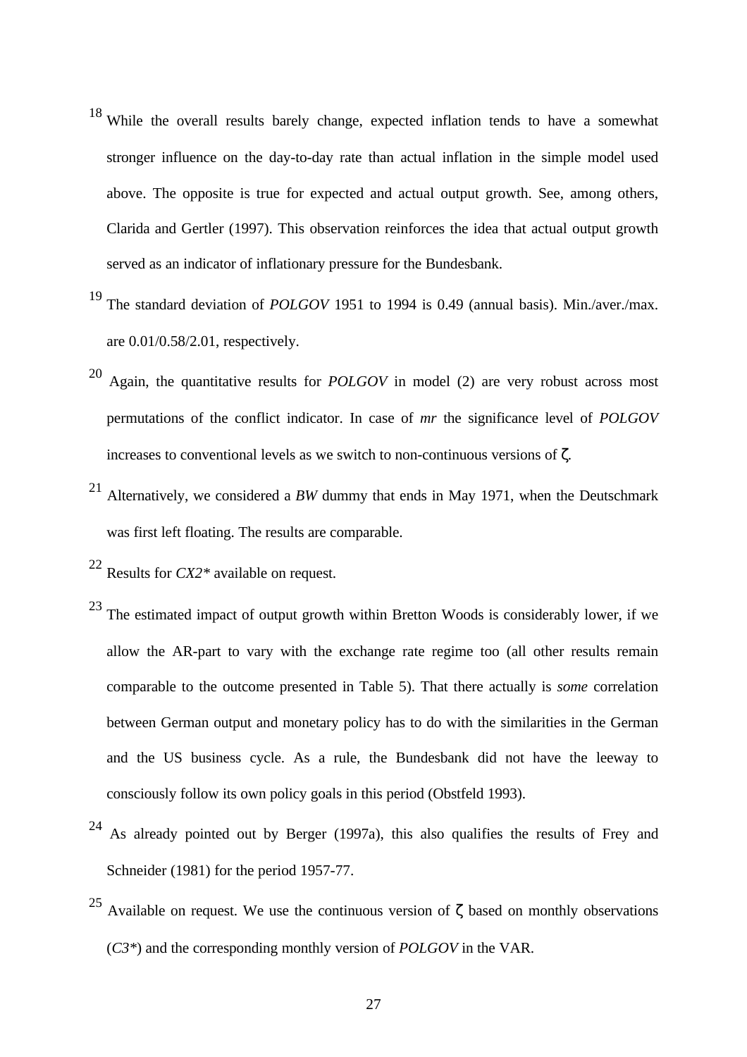[18] While the overall results barely change, expected inflation tends to have a somewhat stronger influence on the day-to-day rate than actual inflation in the simple model used above. The opposite is true for expected and actual output growth. See, among others, Clarida and Gertler (1997). This observation reinforces the idea that actual output growth served as an indicator of inflationary pressure for the Bundesbank.

[19] The standard deviation of *POLGOV* 1951 to 1994 is 0.49 (annual basis). Min./aver./max. are 0.01/0.58/2.01, respectively.

[20] Again, the quantitative results for *POLGOV* in model (2) are very robust across most permutations of the conflict indicator. In case of *mr* the significance level of *POLGOV* increases to conventional levels as we switch to non-continuous versions of $\zeta$.

[21] Alternatively, we considered a *BW* dummy that ends in May 1971, when the Deutschmark was first left floating. The results are comparable.

[22] Results for *CX2\** available on request.

[23] The estimated impact of output growth within Bretton Woods is considerably lower, if we allow the AR-part to vary with the exchange rate regime too (all other results remain comparable to the outcome presented in Table 5). That there actually is *some* correlation between German output and monetary policy has to do with the similarities in the German and the US business cycle. As a rule, the Bundesbank did not have the leeway to consciously follow its own policy goals in this period (Obstfeld 1993).

[24] As already pointed out by Berger (1997a), this also qualifies the results of Frey and Schneider (1981) for the period 1957-77.

[25] Available on request. We use the continuous version of $\zeta$ based on monthly observations (*C3\**) and the corresponding monthly version of *POLGOV* in the VAR.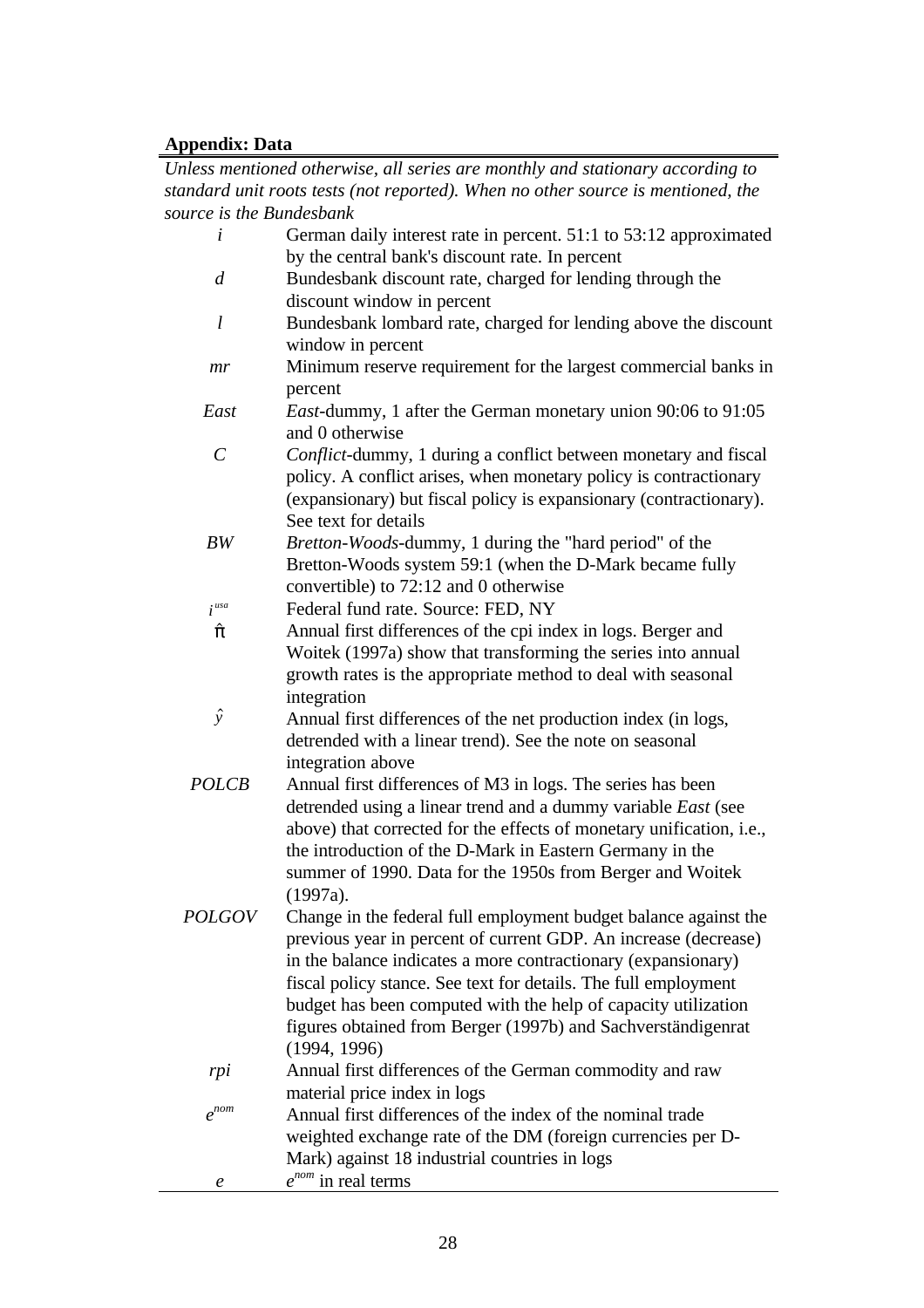**Appendix: Data**

| | |
|---|---|
| *Unless mentioned otherwise, all series are monthly and stationary according to standard unit roots tests (not reported). When no other source is mentioned, the source is the Bundesbank* | |
| $i$ | German daily interest rate in percent. 51:1 to 53:12 approximated by the central bank's discount rate. In percent |
| $d$ | Bundesbank discount rate, charged for lending through the discount window in percent |
| $l$ | Bundesbank lombard rate, charged for lending above the discount window in percent |
| $mr$ | Minimum reserve requirement for the largest commercial banks in percent |
| *East* | *East*-dummy, 1 after the German monetary union 90:06 to 91:05 and 0 otherwise |
| $C$ | *Conflict*-dummy, 1 during a conflict between monetary and fiscal policy. A conflict arises, when monetary policy is contractionary (expansionary) but fiscal policy is expansionary (contractionary). See text for details |
| $BW$ | *Bretton-Woods*-dummy, 1 during the "hard period" of the Bretton-Woods system 59:1 (when the D-Mark became fully convertible) to 72:12 and 0 otherwise |
| $i^{usa}$ | Federal fund rate. Source: FED, NY |
| $\hat{\pi}$ | Annual first differences of the cpi index in logs. Berger and Woitek (1997a) show that transforming the series into annual growth rates is the appropriate method to deal with seasonal integration |
| $\hat{y}$ | Annual first differences of the net production index (in logs, detrended with a linear trend). See the note on seasonal integration above |
| *POLCB* | Annual first differences of M3 in logs. The series has been detrended using a linear trend and a dummy variable *East* (see above) that corrected for the effects of monetary unification, i.e., the introduction of the D-Mark in Eastern Germany in the summer of 1990. Data for the 1950s from Berger and Woitek (1997a). |
| *POLGOV* | Change in the federal full employment budget balance against the previous year in percent of current GDP. An increase (decrease) in the balance indicates a more contractionary (expansionary) fiscal policy stance. See text for details. The full employment budget has been computed with the help of capacity utilization figures obtained from Berger (1997b) and Sachverständigenrat (1994, 1996) |
| $rpi$ | Annual first differences of the German commodity and raw material price index in logs |
| $e^{nom}$ | Annual first differences of the index of the nominal trade weighted exchange rate of the DM (foreign currencies per D-Mark) against 18 industrial countries in logs |
| $e$ | $e^{nom}$ in real terms |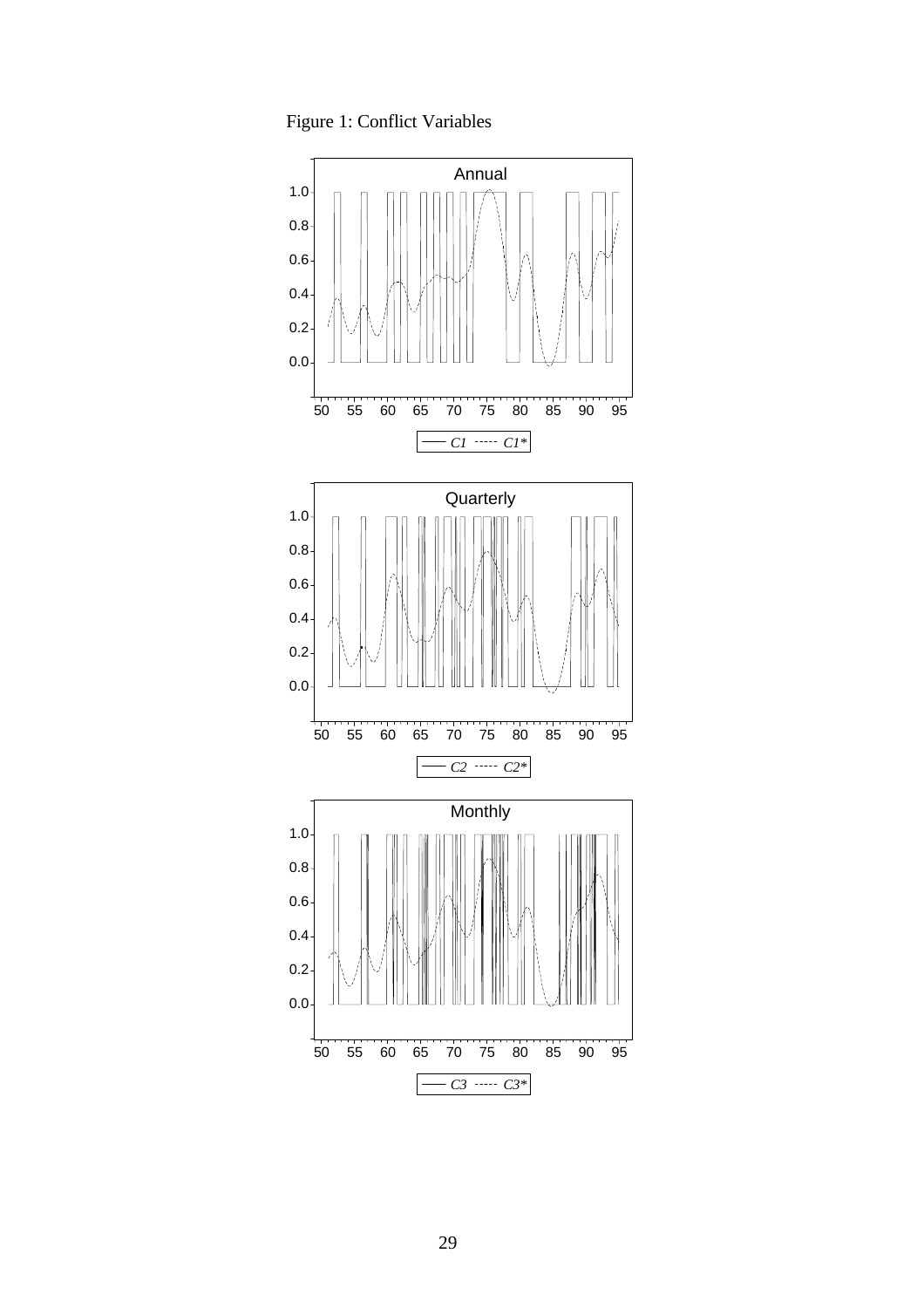Figure 1: Conflict Variables

Annual

— $C1$ ----- $C1^*$

Quarterly

— $C2$ ----- $C2^*$

Monthly

— $C3$ ----- $C3^*$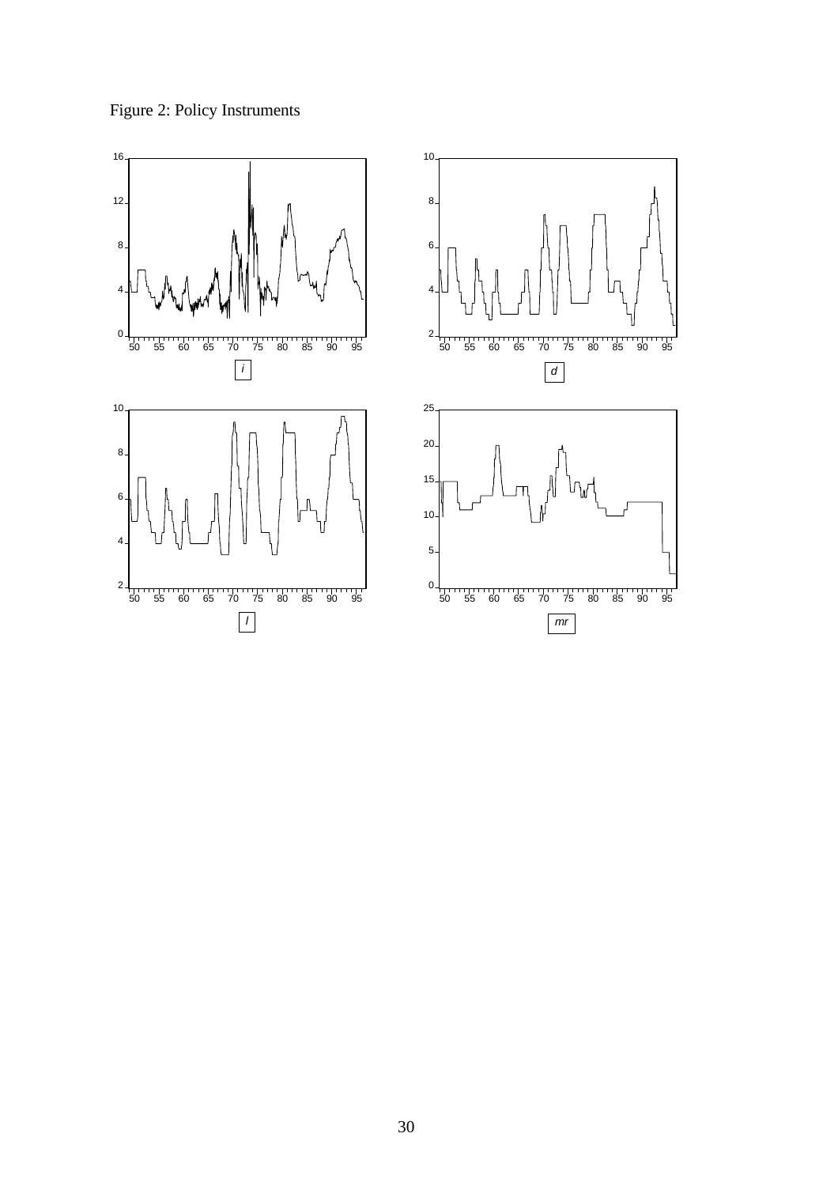Figure 2: Policy Instruments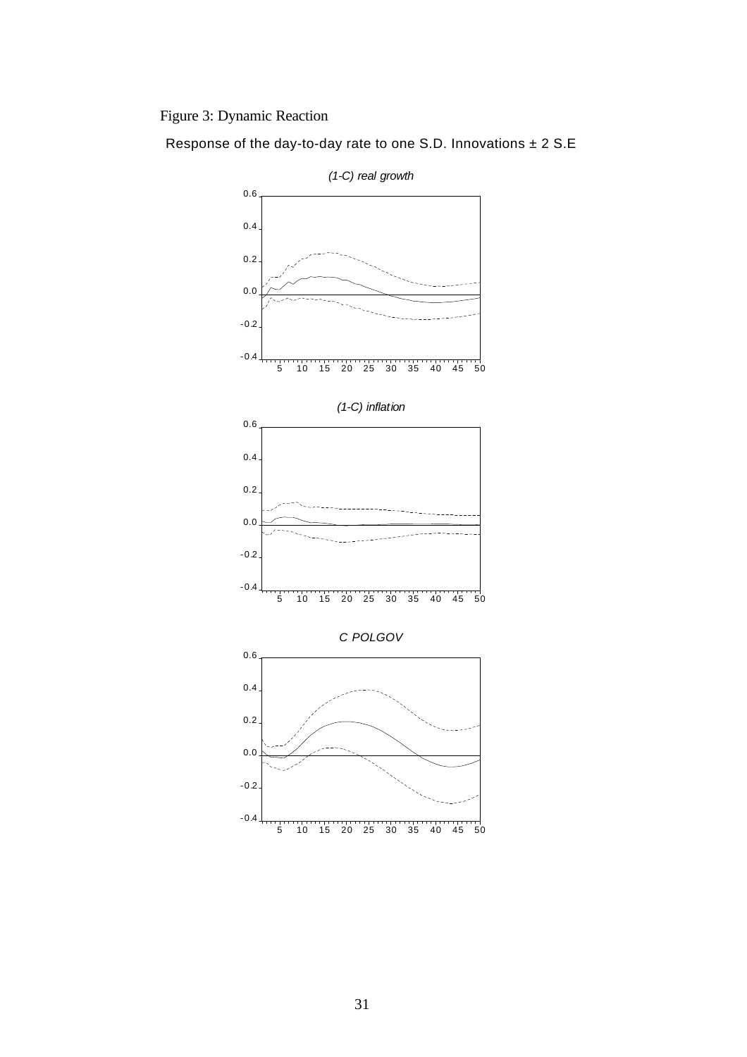Figure 3: Dynamic Reaction

Response of the day-to-day rate to one S.D. Innovations ± 2 S.E

*(1-C) real growth*

*(1-C) inflation*

*C POLGOV*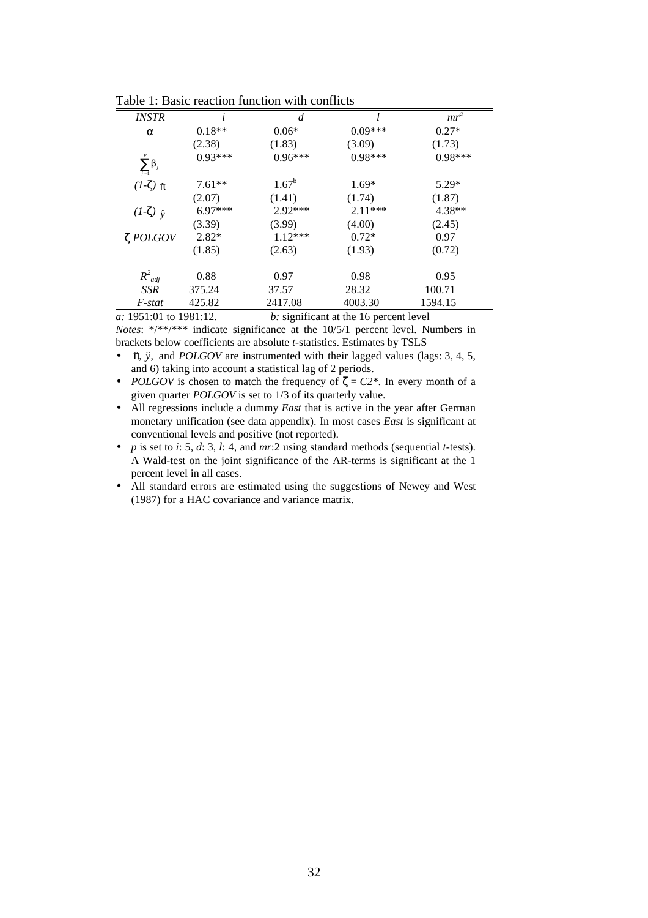Table 1: Basic reaction function with conflicts

| *INSTR* | *i* | *d* | *l* | $mr^a$ |
|---|---|---|---|---|
| $\alpha$ | 0.18** | 0.06* | 0.09*** | 0.27* |
| | (2.38) | (1.83) | (3.09) | (1.73) |
| $\sum_{j=1}^{p} \beta_j$ | 0.93*** | 0.96*** | 0.98*** | 0.98*** |
| $(1\text{-}\zeta)\ \hat{\pi}$ | 7.61** | 1.67[b] | 1.69* | 5.29* |
| | (2.07) | (1.41) | (1.74) | (1.87) |
| $(1\text{-}\zeta)\ \hat{y}$ | 6.97*** | 2.92*** | 2.11*** | 4.38** |
| | (3.39) | (3.99) | (4.00) | (2.45) |
| $\zeta$ *POLGOV* | 2.82* | 1.12*** | 0.72* | 0.97 |
| | (1.85) | (2.63) | (1.93) | (0.72) |
| $R^2_{adj}$ | 0.88 | 0.97 | 0.98 | 0.95 |
| *SSR* | 375.24 | 37.57 | 28.32 | 100.71 |
| *F-stat* | 425.82 | 2417.08 | 4003.30 | 1594.15 |

*a:* 1951:01 to 1981:12. *b:* significant at the 16 percent level

*Notes*: */**/*** indicate significance at the 10/5/1 percent level. Numbers in brackets below coefficients are absolute *t*-statistics. Estimates by TSLS

- $\hat{\pi}$, $\hat{y}$, and *POLGOV* are instrumented with their lagged values (lags: 3, 4, 5, and 6) taking into account a statistical lag of 2 periods.
- *POLGOV* is chosen to match the frequency of $\zeta = C2^*$. In every month of a given quarter *POLGOV* is set to 1/3 of its quarterly value.
- All regressions include a dummy *East* that is active in the year after German monetary unification (see data appendix). In most cases *East* is significant at conventional levels and positive (not reported).
- *p* is set to *i*: 5, *d*: 3, *l*: 4, and *mr*:2 using standard methods (sequential *t*-tests). A Wald-test on the joint significance of the AR-terms is significant at the 1 percent level in all cases.
- All standard errors are estimated using the suggestions of Newey and West (1987) for a HAC covariance and variance matrix.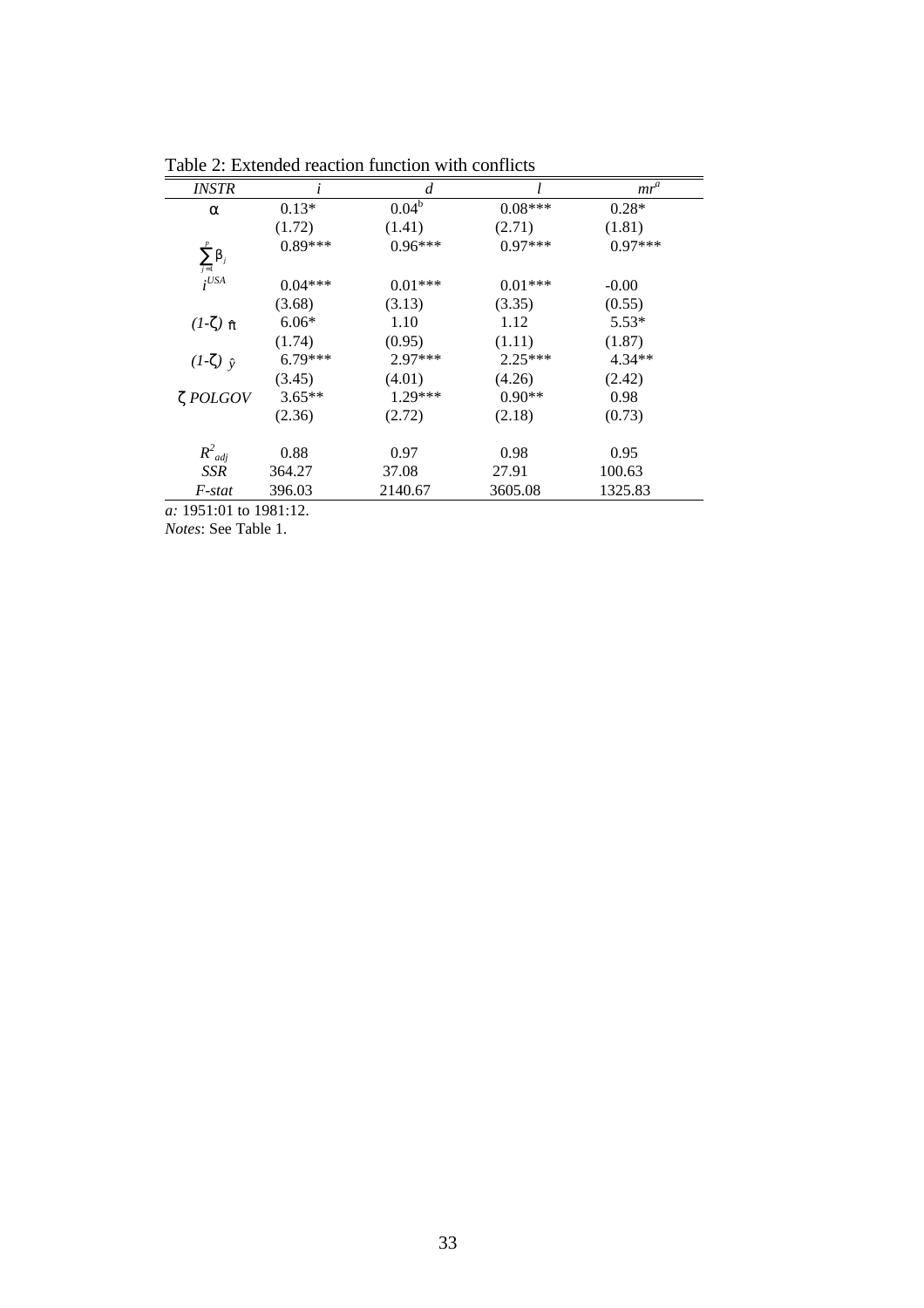Table 2: Extended reaction function with conflicts

| *INSTR* | *i* | *d* | *l* | $mr^{a}$ |
|---|---|---|---|---|
| $\alpha$ | 0.13* | $0.04^{b}$ | 0.08*** | 0.28* |
| | (1.72) | (1.41) | (2.71) | (1.81) |
| $\sum_{j=1}^{p}\beta_j$ | 0.89*** | 0.96*** | 0.97*** | 0.97*** |
| $i^{USA}$ | 0.04*** | 0.01*** | 0.01*** | -0.00 |
| | (3.68) | (3.13) | (3.35) | (0.55) |
| $(1\text{-}\zeta)\ \hat{\pi}$ | 6.06* | 1.10 | 1.12 | 5.53* |
| | (1.74) | (0.95) | (1.11) | (1.87) |
| $(1\text{-}\zeta)\ \hat{y}$ | 6.79*** | 2.97*** | 2.25*** | 4.34** |
| | (3.45) | (4.01) | (4.26) | (2.42) |
| $\zeta$ *POLGOV* | 3.65** | 1.29*** | 0.90** | 0.98 |
| | (2.36) | (2.72) | (2.18) | (0.73) |
| $R^2_{adj}$ | 0.88 | 0.97 | 0.98 | 0.95 |
| *SSR* | 364.27 | 37.08 | 27.91 | 100.63 |
| *F-stat* | 396.03 | 2140.67 | 3605.08 | 1325.83 |

*a:* 1951:01 to 1981:12.
*Notes*: See Table 1.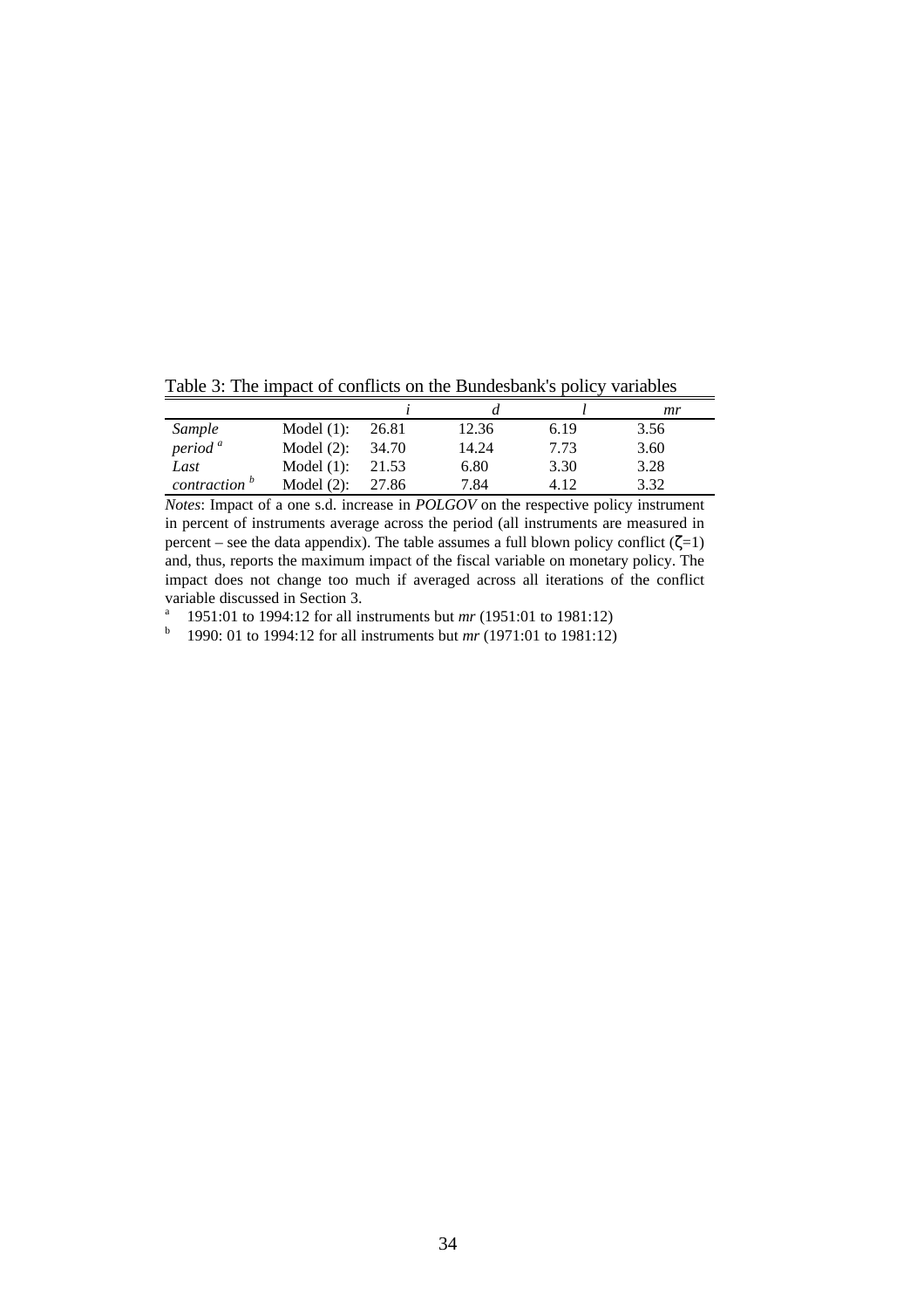Table 3: The impact of conflicts on the Bundesbank's policy variables

| | | $i$ | $d$ | $l$ | $mr$ |
|---|---|---|---|---|---|
| *Sample* | Model (1): | 26.81 | 12.36 | 6.19 | 3.56 |
| *period* [a] | Model (2): | 34.70 | 14.24 | 7.73 | 3.60 |
| *Last* | Model (1): | 21.53 | 6.80 | 3.30 | 3.28 |
| *contraction* [b] | Model (2): | 27.86 | 7.84 | 4.12 | 3.32 |

*Notes*: Impact of a one s.d. increase in *POLGOV* on the respective policy instrument in percent of instruments average across the period (all instruments are measured in percent – see the data appendix). The table assumes a full blown policy conflict ($\zeta$=1) and, thus, reports the maximum impact of the fiscal variable on monetary policy. The impact does not change too much if averaged across all iterations of the conflict variable discussed in Section 3.

[a] 1951:01 to 1994:12 for all instruments but *mr* (1951:01 to 1981:12)

[b] 1990: 01 to 1994:12 for all instruments but *mr* (1971:01 to 1981:12)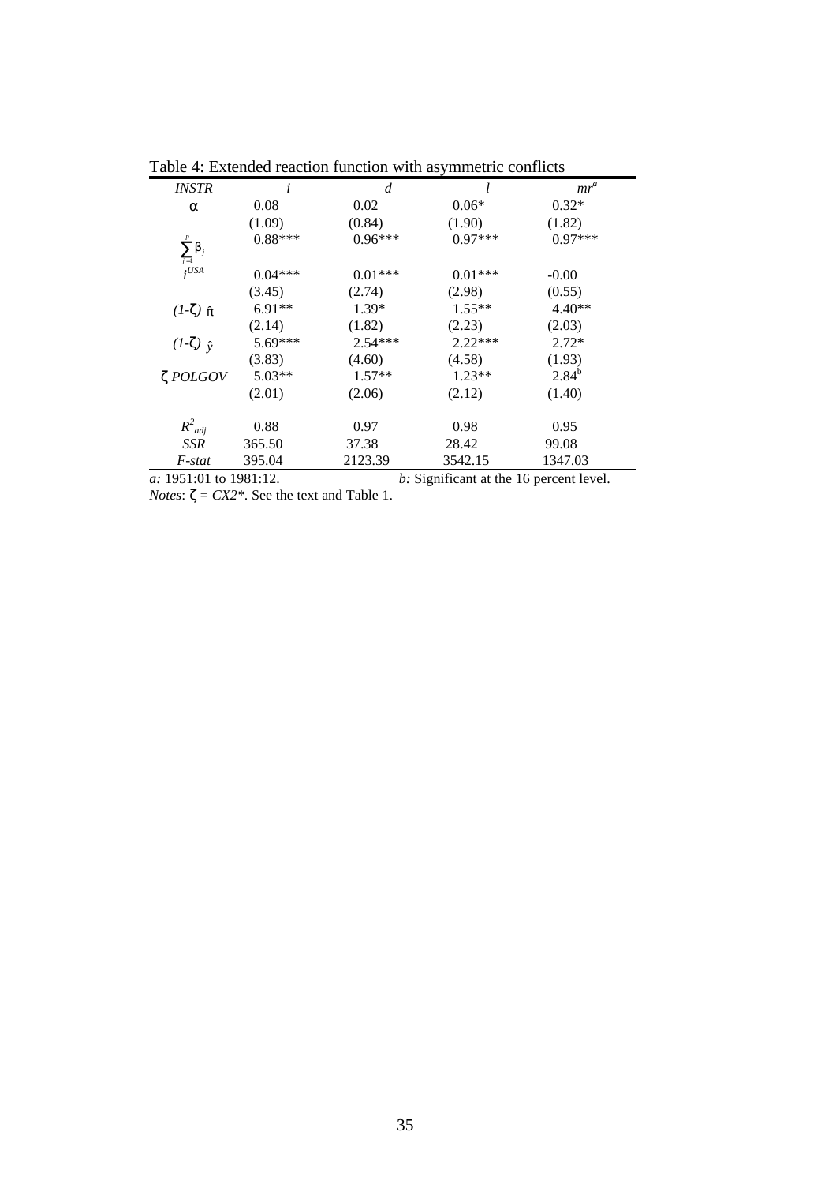Table 4: Extended reaction function with asymmetric conflicts

| *INSTR* | *i* | *d* | *l* | $mr^a$ |
|---|---|---|---|---|
| $\alpha$ | 0.08 | 0.02 | 0.06* | 0.32* |
| | (1.09) | (0.84) | (1.90) | (1.82) |
| $\sum_{j=1}^{p} \beta_j$ | 0.88*** | 0.96*** | 0.97*** | 0.97*** |
| $i^{USA}$ | 0.04*** | 0.01*** | 0.01*** | -0.00 |
| | (3.45) | (2.74) | (2.98) | (0.55) |
| $(1-\zeta)\,\hat{\pi}$ | 6.91** | 1.39* | 1.55** | 4.40** |
| | (2.14) | (1.82) | (2.23) | (2.03) |
| $(1-\zeta)\,\hat{y}$ | 5.69*** | 2.54*** | 2.22*** | 2.72* |
| | (3.83) | (4.60) | (4.58) | (1.93) |
| $\zeta$ *POLGOV* | 5.03** | 1.57** | 1.23** | $2.84^b$ |
| | (2.01) | (2.06) | (2.12) | (1.40) |
| $R^2_{adj}$ | 0.88 | 0.97 | 0.98 | 0.95 |
| *SSR* | 365.50 | 37.38 | 28.42 | 99.08 |
| *F-stat* | 395.04 | 2123.39 | 3542.15 | 1347.03 |

*a:* 1951:01 to 1981:12. *b:* Significant at the 16 percent level.

*Notes*: $\zeta = CX2^*$. See the text and Table 1.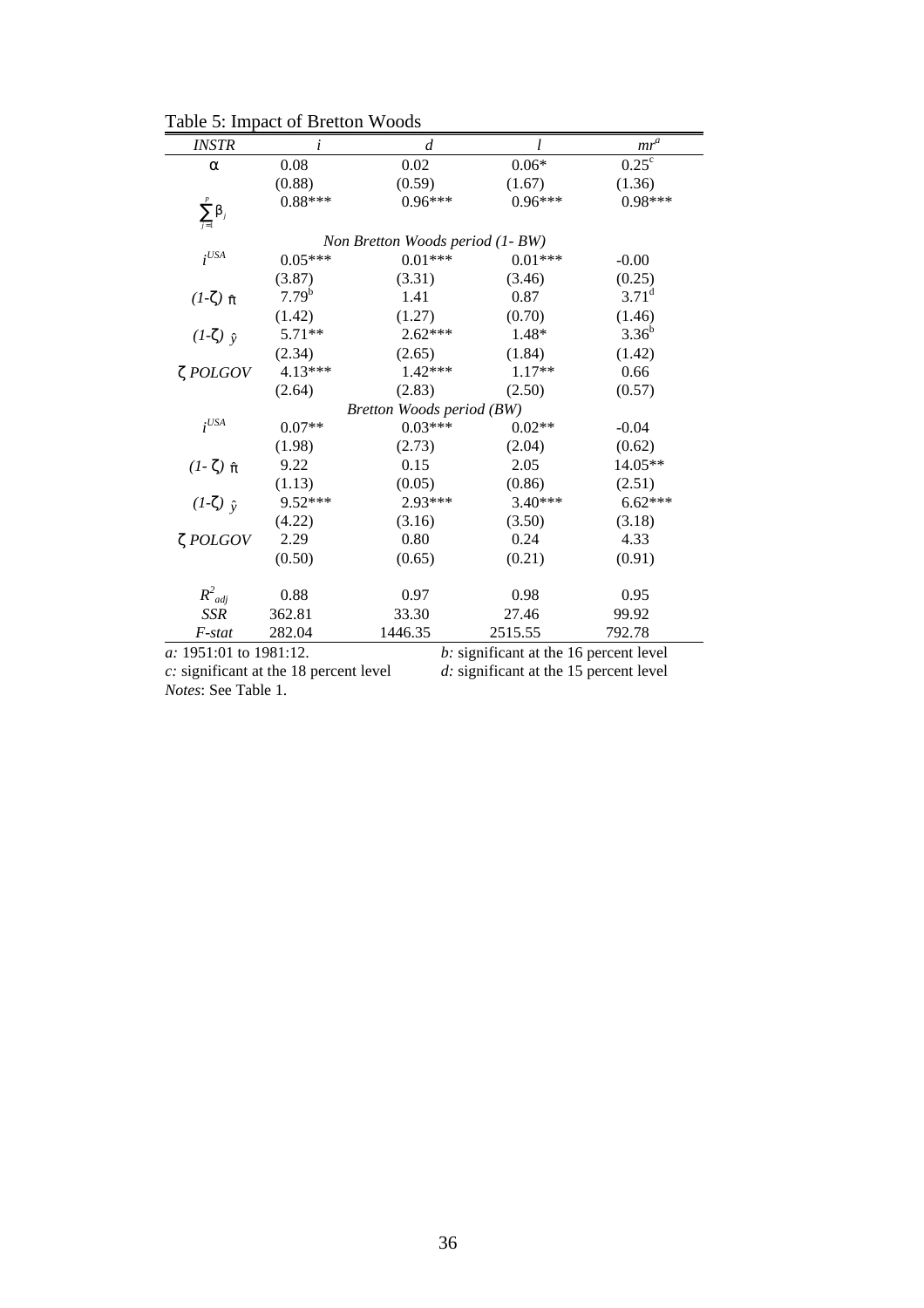Table 5: Impact of Bretton Woods

| *INSTR* | *i* | *d* | *l* | $mr^a$ |
|---|---|---|---|---|
| α | 0.08 | 0.02 | 0.06* | 0.25[c] |
| | (0.88) | (0.59) | (1.67) | (1.36) |
| $\sum_{j=1}^{p} \beta_j$ | 0.88*** | 0.96*** | 0.96*** | 0.98*** |
| | *Non Bretton Woods period (1- BW)* | | | |
| $i^{USA}$ | 0.05*** | 0.01*** | 0.01*** | -0.00 |
| | (3.87) | (3.31) | (3.46) | (0.25) |
| $(1\text{-}\zeta)\ \hat{\pi}$ | 7.79[b] | 1.41 | 0.87 | 3.71[d] |
| | (1.42) | (1.27) | (0.70) | (1.46) |
| $(1\text{-}\zeta)\ \hat{y}$ | 5.71** | 2.62*** | 1.48* | 3.36[b] |
| | (2.34) | (2.65) | (1.84) | (1.42) |
| $\zeta$ *POLGOV* | 4.13*** | 1.42*** | 1.17** | 0.66 |
| | (2.64) | (2.83) | (2.50) | (0.57) |
| | *Bretton Woods period (BW)* | | | |
| $i^{USA}$ | 0.07** | 0.03*** | 0.02** | -0.04 |
| | (1.98) | (2.73) | (2.04) | (0.62) |
| $(1\text{-}\zeta)\ \hat{\pi}$ | 9.22 | 0.15 | 2.05 | 14.05** |
| | (1.13) | (0.05) | (0.86) | (2.51) |
| $(1\text{-}\zeta)\ \hat{y}$ | 9.52*** | 2.93*** | 3.40*** | 6.62*** |
| | (4.22) | (3.16) | (3.50) | (3.18) |
| $\zeta$ *POLGOV* | 2.29 | 0.80 | 0.24 | 4.33 |
| | (0.50) | (0.65) | (0.21) | (0.91) |
| $R^2_{adj}$ | 0.88 | 0.97 | 0.98 | 0.95 |
| *SSR* | 362.81 | 33.30 | 27.46 | 99.92 |
| *F-stat* | 282.04 | 1446.35 | 2515.55 | 792.78 |

*a:* 1951:01 to 1981:12.
*b:* significant at the 16 percent level
*c:* significant at the 18 percent level
*d:* significant at the 15 percent level
*Notes*: See Table 1.